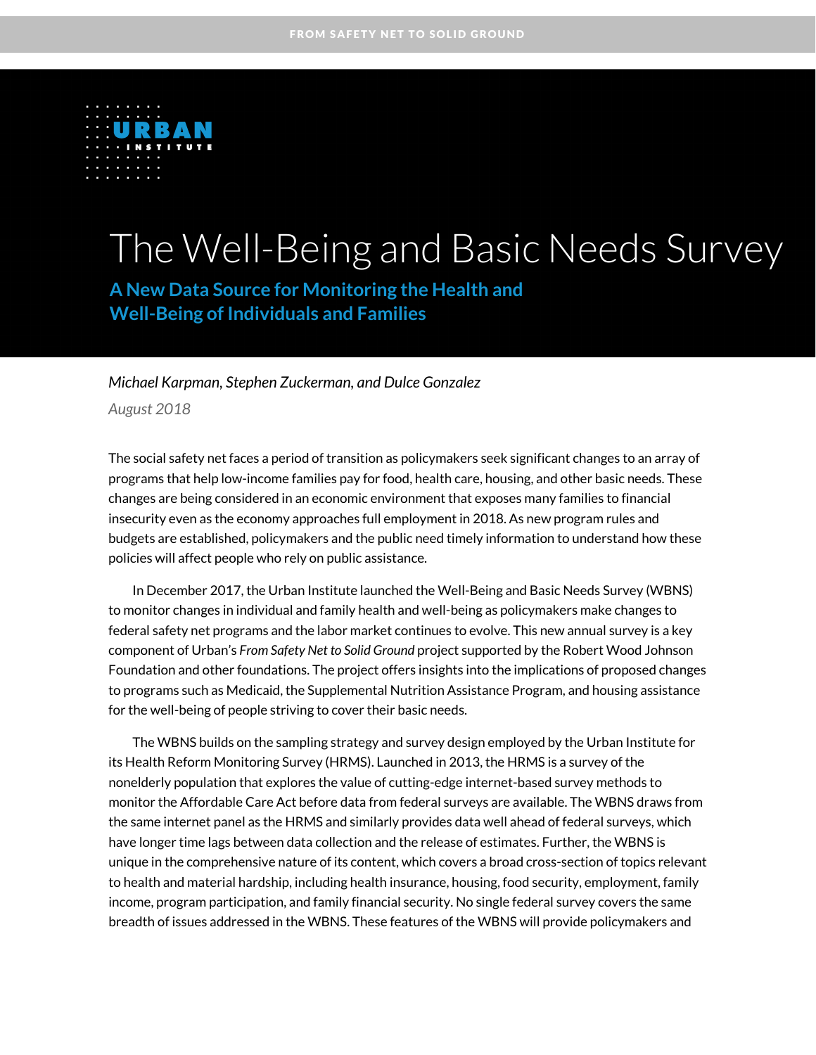# The Well-Being and Basic Needs Survey

## A New Data Source for Monitoring the Health and Well-Being of Individuals and Families

*Michael Karpman, Stephen Zuckerman, and Dulce Gonzalez*

*August 2018*

The social safety net faces a period of transition as policymakers seek significant changes to an array of programs that help low-income families pay for food, health care, housing, and other basic needs. These changes are being considered in an economic environment that exposes many families to financial insecurity even as the economy approaches full employment in 2018. As new program rules and budgets are established, policymakers and the public need timely information to understand how these policies will affect people who rely on public assistance.

In December 2017, the Urban Institute launched the Well-Being and Basic Needs Survey (WBNS) to monitor changes in individual and family health and well-being as policymakers make changes to federal safety net programs and the labor market continues to evolve. This new annual survey is a key component of Urban's *From Safety Net to Solid Ground* project supported by the Robert Wood Johnson Foundation and other foundations. The project offers insights into the implications of proposed changes to programs such as Medicaid, the Supplemental Nutrition Assistance Program, and housing assistance for the well-being of people striving to cover their basic needs.

The WBNS builds on the sampling strategy and survey design employed by the Urban Institute for its Health Reform Monitoring Survey (HRMS). Launched in 2013, the HRMS is a survey of the nonelderly population that explores the value of cutting-edge internet-based survey methods to monitor the Affordable Care Act before data from federal surveys are available. The WBNS draws from the same internet panel as the HRMS and similarly provides data well ahead of federal surveys, which have longer time lags between data collection and the release of estimates. Further, the WBNS is unique in the comprehensive nature of its content, which covers a broad cross-section of topics relevant to health and material hardship, including health insurance, housing, food security, employment, family income, program participation, and family financial security. No single federal survey covers the same breadth of issues addressed in the WBNS. These features of the WBNS will provide policymakers and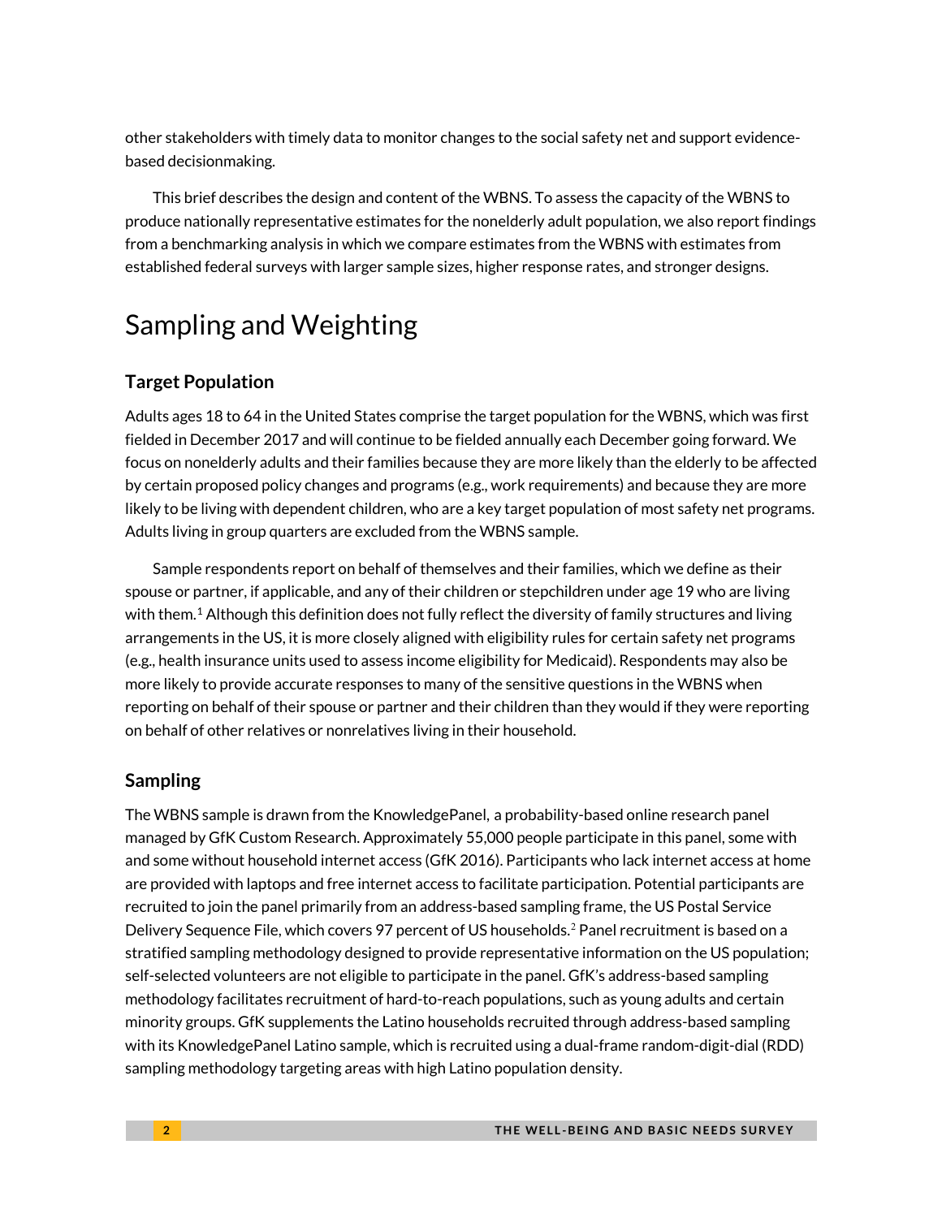other stakeholders with timely data to monitor changes to the social safety net and support evidence-based decisionmaking.

This brief describes the design and content of the WBNS. To assess the capacity of the WBNS to produce nationally representative estimates for the nonelderly adult population, we also report findings from a benchmarking analysis in which we compare estimates from the WBNS with estimates from established federal surveys with larger sample sizes, higher response rates, and stronger designs.

# Sampling and Weighting

## Target Population

Adults ages 18 to 64 in the United States comprise the target population for the WBNS, which was first fielded in December 2017 and will continue to be fielded annually each December going forward. We focus on nonelderly adults and their families because they are more likely than the elderly to be affected by certain proposed policy changes and programs (e.g., work requirements) and because they are more likely to be living with dependent children, who are a key target population of most safety net programs. Adults living in group quarters are excluded from the WBNS sample.

Sample respondents report on behalf of themselves and their families, which we define as their spouse or partner, if applicable, and any of their children or stepchildren under age 19 who are living with them.[1] Although this definition does not fully reflect the diversity of family structures and living arrangements in the US, it is more closely aligned with eligibility rules for certain safety net programs (e.g., health insurance units used to assess income eligibility for Medicaid). Respondents may also be more likely to provide accurate responses to many of the sensitive questions in the WBNS when reporting on behalf of their spouse or partner and their children than they would if they were reporting on behalf of other relatives or nonrelatives living in their household.

## Sampling

The WBNS sample is drawn from the KnowledgePanel, a probability-based online research panel managed by GfK Custom Research. Approximately 55,000 people participate in this panel, some with and some without household internet access (GfK 2016). Participants who lack internet access at home are provided with laptops and free internet access to facilitate participation. Potential participants are recruited to join the panel primarily from an address-based sampling frame, the US Postal Service Delivery Sequence File, which covers 97 percent of US households.[2] Panel recruitment is based on a stratified sampling methodology designed to provide representative information on the US population; self-selected volunteers are not eligible to participate in the panel. GfK's address-based sampling methodology facilitates recruitment of hard-to-reach populations, such as young adults and certain minority groups. GfK supplements the Latino households recruited through address-based sampling with its KnowledgePanel Latino sample, which is recruited using a dual-frame random-digit-dial (RDD) sampling methodology targeting areas with high Latino population density.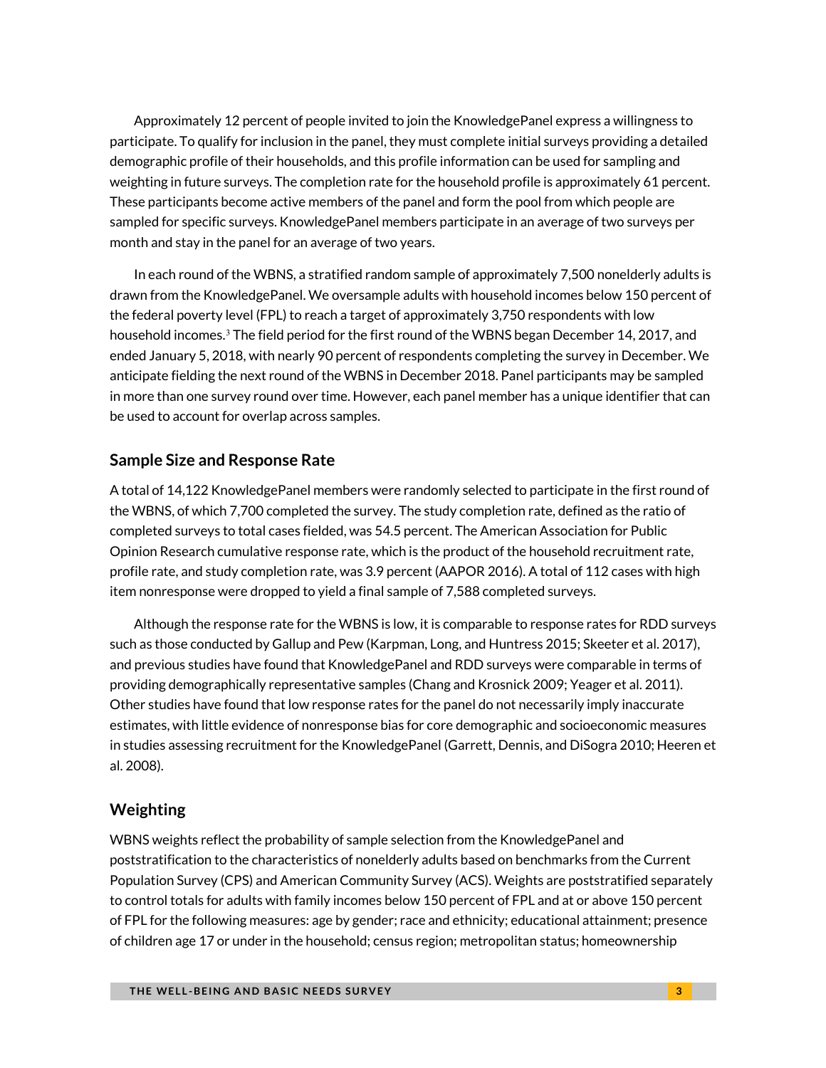Approximately 12 percent of people invited to join the KnowledgePanel express a willingness to participate. To qualify for inclusion in the panel, they must complete initial surveys providing a detailed demographic profile of their households, and this profile information can be used for sampling and weighting in future surveys. The completion rate for the household profile is approximately 61 percent. These participants become active members of the panel and form the pool from which people are sampled for specific surveys. KnowledgePanel members participate in an average of two surveys per month and stay in the panel for an average of two years.

In each round of the WBNS, a stratified random sample of approximately 7,500 nonelderly adults is drawn from the KnowledgePanel. We oversample adults with household incomes below 150 percent of the federal poverty level (FPL) to reach a target of approximately 3,750 respondents with low household incomes.[3] The field period for the first round of the WBNS began December 14, 2017, and ended January 5, 2018, with nearly 90 percent of respondents completing the survey in December. We anticipate fielding the next round of the WBNS in December 2018. Panel participants may be sampled in more than one survey round over time. However, each panel member has a unique identifier that can be used to account for overlap across samples.

## Sample Size and Response Rate

A total of 14,122 KnowledgePanel members were randomly selected to participate in the first round of the WBNS, of which 7,700 completed the survey. The study completion rate, defined as the ratio of completed surveys to total cases fielded, was 54.5 percent. The American Association for Public Opinion Research cumulative response rate, which is the product of the household recruitment rate, profile rate, and study completion rate, was 3.9 percent (AAPOR 2016). A total of 112 cases with high item nonresponse were dropped to yield a final sample of 7,588 completed surveys.

Although the response rate for the WBNS is low, it is comparable to response rates for RDD surveys such as those conducted by Gallup and Pew (Karpman, Long, and Huntress 2015; Skeeter et al. 2017), and previous studies have found that KnowledgePanel and RDD surveys were comparable in terms of providing demographically representative samples (Chang and Krosnick 2009; Yeager et al. 2011). Other studies have found that low response rates for the panel do not necessarily imply inaccurate estimates, with little evidence of nonresponse bias for core demographic and socioeconomic measures in studies assessing recruitment for the KnowledgePanel (Garrett, Dennis, and DiSogra 2010; Heeren et al. 2008).

## Weighting

WBNS weights reflect the probability of sample selection from the KnowledgePanel and poststratification to the characteristics of nonelderly adults based on benchmarks from the Current Population Survey (CPS) and American Community Survey (ACS). Weights are poststratified separately to control totals for adults with family incomes below 150 percent of FPL and at or above 150 percent of FPL for the following measures: age by gender; race and ethnicity; educational attainment; presence of children age 17 or under in the household; census region; metropolitan status; homeownership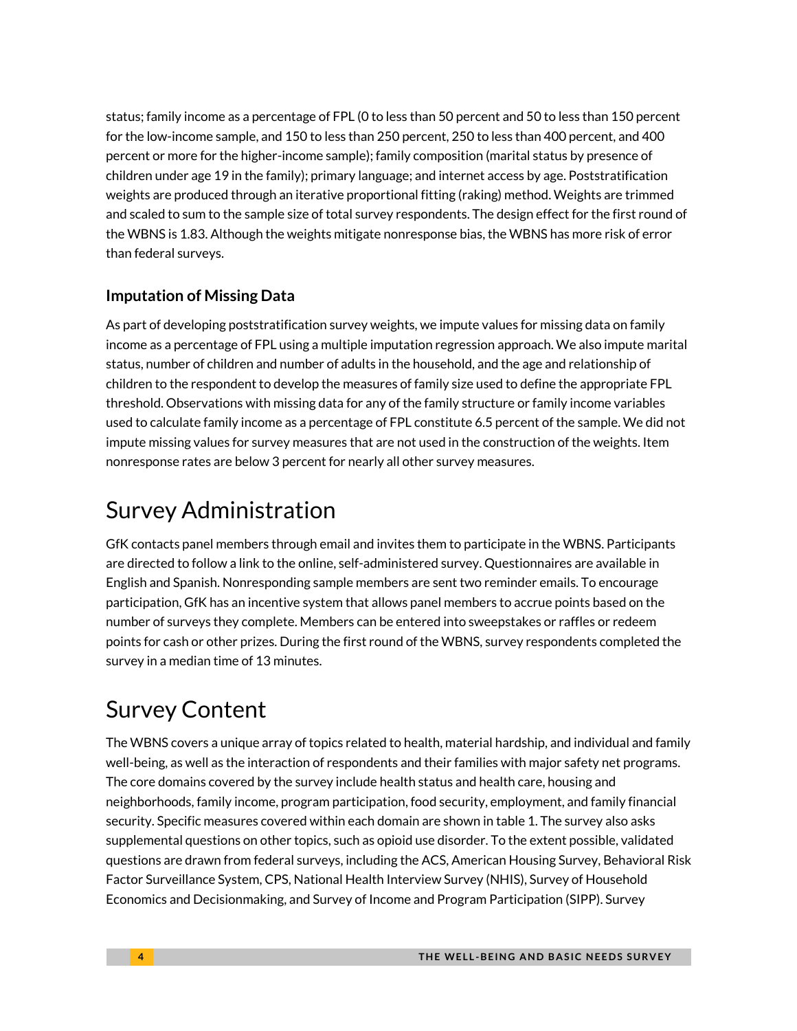status; family income as a percentage of FPL (0 to less than 50 percent and 50 to less than 150 percent for the low-income sample, and 150 to less than 250 percent, 250 to less than 400 percent, and 400 percent or more for the higher-income sample); family composition (marital status by presence of children under age 19 in the family); primary language; and internet access by age. Poststratification weights are produced through an iterative proportional fitting (raking) method. Weights are trimmed and scaled to sum to the sample size of total survey respondents. The design effect for the first round of the WBNS is 1.83. Although the weights mitigate nonresponse bias, the WBNS has more risk of error than federal surveys.

### Imputation of Missing Data

As part of developing poststratification survey weights, we impute values for missing data on family income as a percentage of FPL using a multiple imputation regression approach. We also impute marital status, number of children and number of adults in the household, and the age and relationship of children to the respondent to develop the measures of family size used to define the appropriate FPL threshold. Observations with missing data for any of the family structure or family income variables used to calculate family income as a percentage of FPL constitute 6.5 percent of the sample. We did not impute missing values for survey measures that are not used in the construction of the weights. Item nonresponse rates are below 3 percent for nearly all other survey measures.

## Survey Administration

GfK contacts panel members through email and invites them to participate in the WBNS. Participants are directed to follow a link to the online, self-administered survey. Questionnaires are available in English and Spanish. Nonresponding sample members are sent two reminder emails. To encourage participation, GfK has an incentive system that allows panel members to accrue points based on the number of surveys they complete. Members can be entered into sweepstakes or raffles or redeem points for cash or other prizes. During the first round of the WBNS, survey respondents completed the survey in a median time of 13 minutes.

## Survey Content

The WBNS covers a unique array of topics related to health, material hardship, and individual and family well-being, as well as the interaction of respondents and their families with major safety net programs. The core domains covered by the survey include health status and health care, housing and neighborhoods, family income, program participation, food security, employment, and family financial security. Specific measures covered within each domain are shown in table 1. The survey also asks supplemental questions on other topics, such as opioid use disorder. To the extent possible, validated questions are drawn from federal surveys, including the ACS, American Housing Survey, Behavioral Risk Factor Surveillance System, CPS, National Health Interview Survey (NHIS), Survey of Household Economics and Decisionmaking, and Survey of Income and Program Participation (SIPP). Survey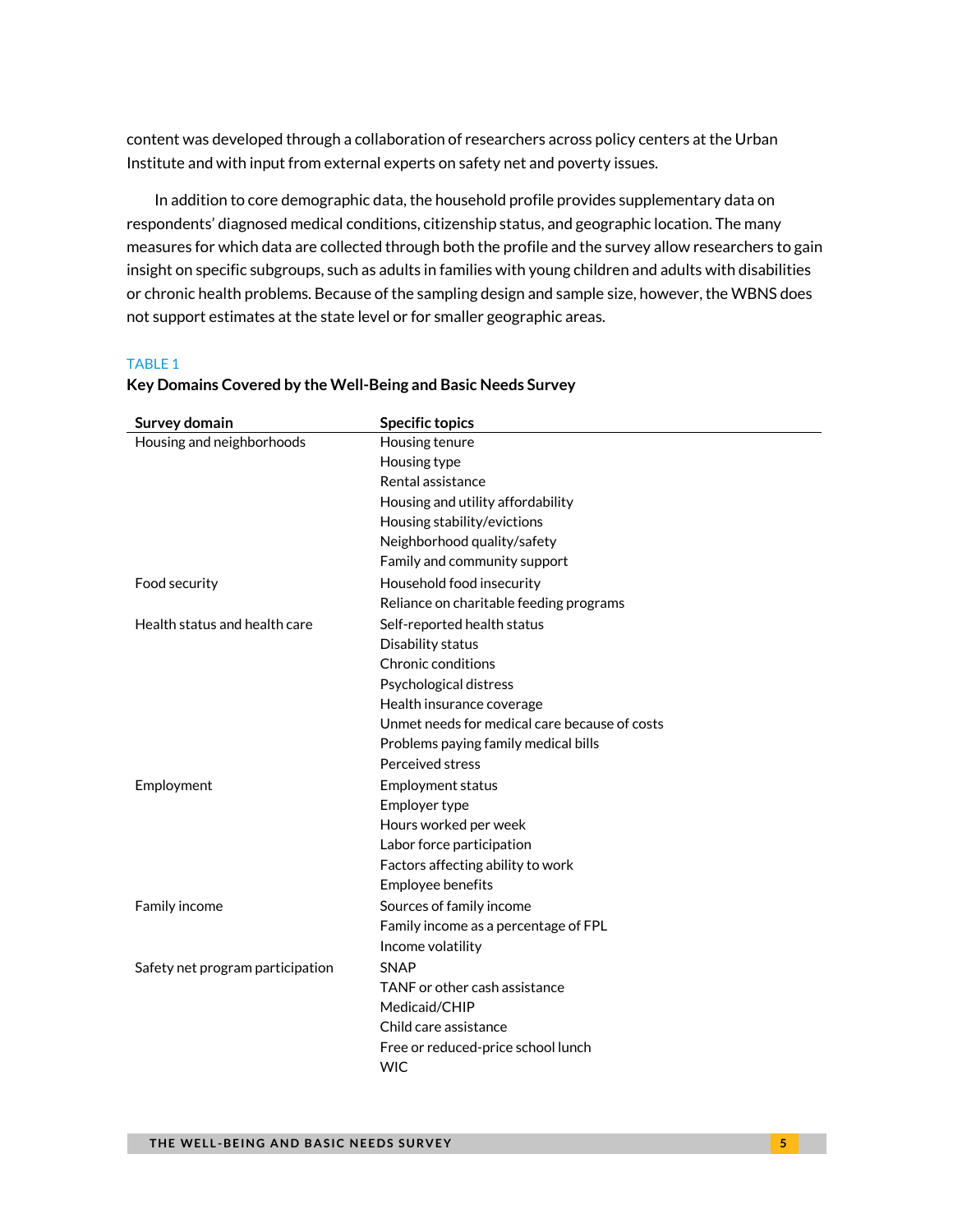content was developed through a collaboration of researchers across policy centers at the Urban Institute and with input from external experts on safety net and poverty issues.

In addition to core demographic data, the household profile provides supplementary data on respondents' diagnosed medical conditions, citizenship status, and geographic location. The many measures for which data are collected through both the profile and the survey allow researchers to gain insight on specific subgroups, such as adults in families with young children and adults with disabilities or chronic health problems. Because of the sampling design and sample size, however, the WBNS does not support estimates at the state level or for smaller geographic areas.

TABLE 1

**Key Domains Covered by the Well-Being and Basic Needs Survey**

| Survey domain | Specific topics |
|---|---|
| Housing and neighborhoods | Housing tenure |
| | Housing type |
| | Rental assistance |
| | Housing and utility affordability |
| | Housing stability/evictions |
| | Neighborhood quality/safety |
| | Family and community support |
| Food security | Household food insecurity |
| | Reliance on charitable feeding programs |
| Health status and health care | Self-reported health status |
| | Disability status |
| | Chronic conditions |
| | Psychological distress |
| | Health insurance coverage |
| | Unmet needs for medical care because of costs |
| | Problems paying family medical bills |
| | Perceived stress |
| Employment | Employment status |
| | Employer type |
| | Hours worked per week |
| | Labor force participation |
| | Factors affecting ability to work |
| | Employee benefits |
| Family income | Sources of family income |
| | Family income as a percentage of FPL |
| | Income volatility |
| Safety net program participation | SNAP |
| | TANF or other cash assistance |
| | Medicaid/CHIP |
| | Child care assistance |
| | Free or reduced-price school lunch |
| | WIC |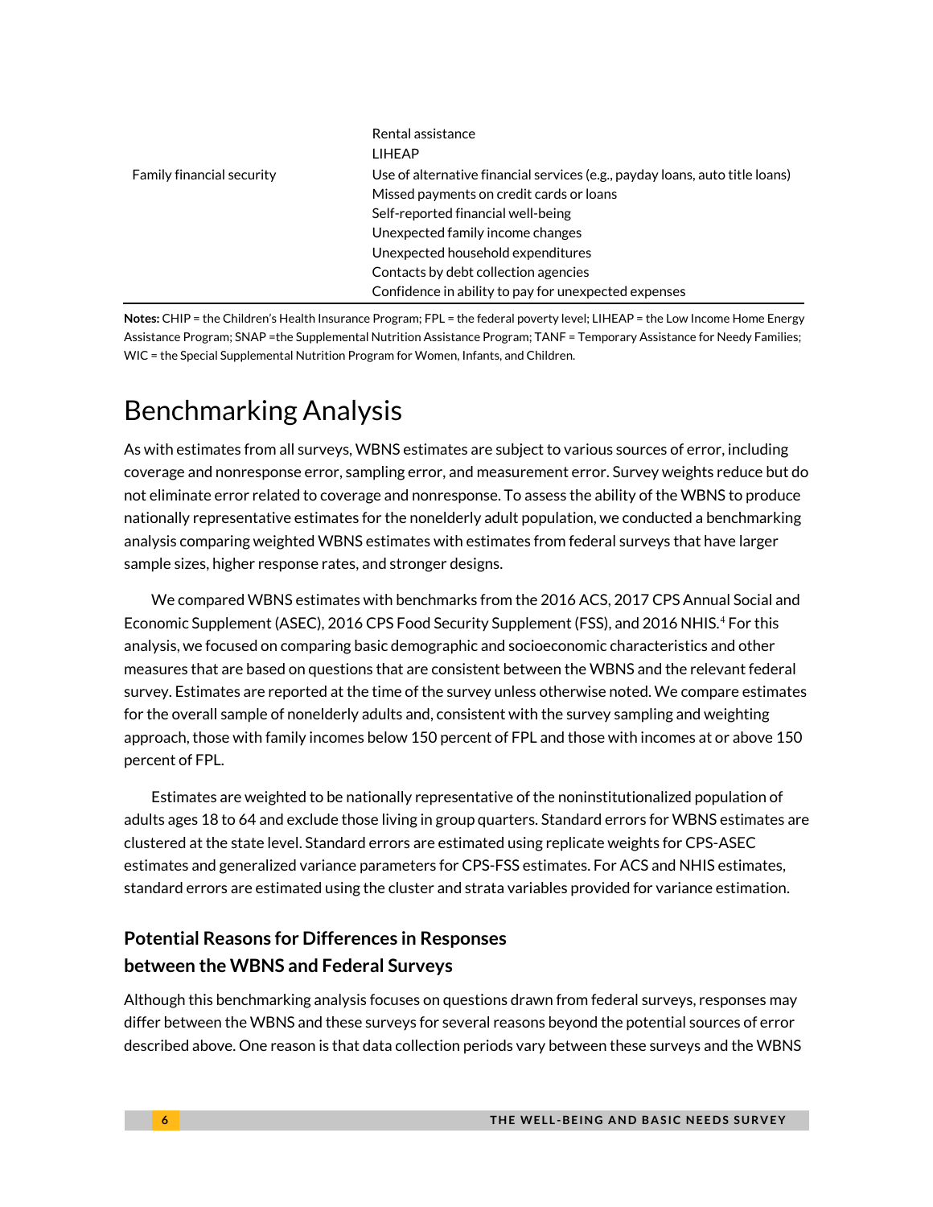| | |
|---|---|
| | Rental assistance |
| | LIHEAP |
| Family financial security | Use of alternative financial services (e.g., payday loans, auto title loans) |
| | Missed payments on credit cards or loans |
| | Self-reported financial well-being |
| | Unexpected family income changes |
| | Unexpected household expenditures |
| | Contacts by debt collection agencies |
| | Confidence in ability to pay for unexpected expenses |

**Notes:** CHIP = the Children's Health Insurance Program; FPL = the federal poverty level; LIHEAP = the Low Income Home Energy Assistance Program; SNAP =the Supplemental Nutrition Assistance Program; TANF = Temporary Assistance for Needy Families; WIC = the Special Supplemental Nutrition Program for Women, Infants, and Children.

# Benchmarking Analysis

As with estimates from all surveys, WBNS estimates are subject to various sources of error, including coverage and nonresponse error, sampling error, and measurement error. Survey weights reduce but do not eliminate error related to coverage and nonresponse. To assess the ability of the WBNS to produce nationally representative estimates for the nonelderly adult population, we conducted a benchmarking analysis comparing weighted WBNS estimates with estimates from federal surveys that have larger sample sizes, higher response rates, and stronger designs.

We compared WBNS estimates with benchmarks from the 2016 ACS, 2017 CPS Annual Social and Economic Supplement (ASEC), 2016 CPS Food Security Supplement (FSS), and 2016 NHIS.[4] For this analysis, we focused on comparing basic demographic and socioeconomic characteristics and other measures that are based on questions that are consistent between the WBNS and the relevant federal survey. Estimates are reported at the time of the survey unless otherwise noted. We compare estimates for the overall sample of nonelderly adults and, consistent with the survey sampling and weighting approach, those with family incomes below 150 percent of FPL and those with incomes at or above 150 percent of FPL.

Estimates are weighted to be nationally representative of the noninstitutionalized population of adults ages 18 to 64 and exclude those living in group quarters. Standard errors for WBNS estimates are clustered at the state level. Standard errors are estimated using replicate weights for CPS-ASEC estimates and generalized variance parameters for CPS-FSS estimates. For ACS and NHIS estimates, standard errors are estimated using the cluster and strata variables provided for variance estimation.

### Potential Reasons for Differences in Responses between the WBNS and Federal Surveys

Although this benchmarking analysis focuses on questions drawn from federal surveys, responses may differ between the WBNS and these surveys for several reasons beyond the potential sources of error described above. One reason is that data collection periods vary between these surveys and the WBNS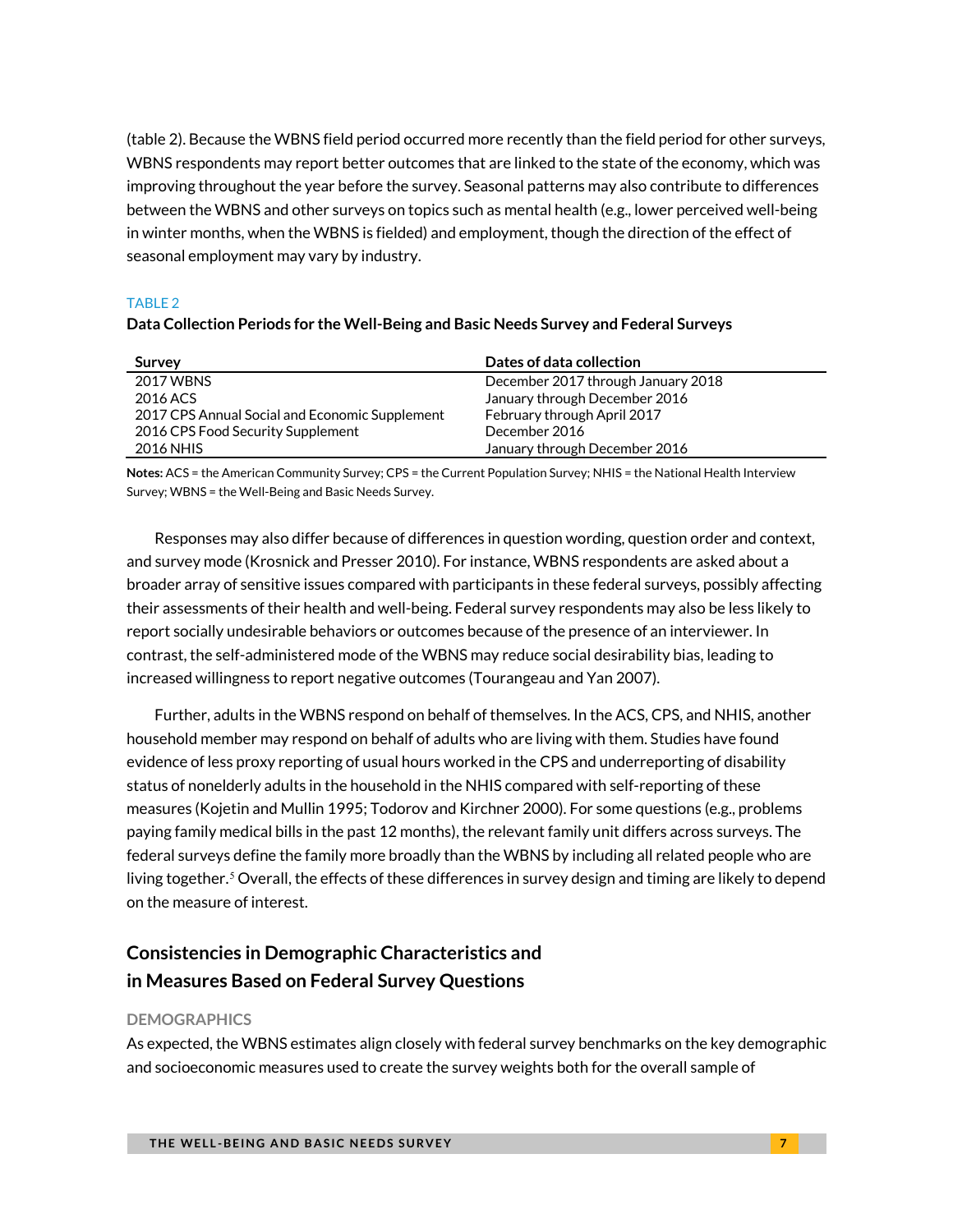(table 2). Because the WBNS field period occurred more recently than the field period for other surveys, WBNS respondents may report better outcomes that are linked to the state of the economy, which was improving throughout the year before the survey. Seasonal patterns may also contribute to differences between the WBNS and other surveys on topics such as mental health (e.g., lower perceived well-being in winter months, when the WBNS is fielded) and employment, though the direction of the effect of seasonal employment may vary by industry.

TABLE 2

**Data Collection Periods for the Well-Being and Basic Needs Survey and Federal Surveys**

| Survey | Dates of data collection |
|---|---|
| 2017 WBNS | December 2017 through January 2018 |
| 2016 ACS | January through December 2016 |
| 2017 CPS Annual Social and Economic Supplement | February through April 2017 |
| 2016 CPS Food Security Supplement | December 2016 |
| 2016 NHIS | January through December 2016 |

**Notes:** ACS = the American Community Survey; CPS = the Current Population Survey; NHIS = the National Health Interview Survey; WBNS = the Well-Being and Basic Needs Survey.

Responses may also differ because of differences in question wording, question order and context, and survey mode (Krosnick and Presser 2010). For instance, WBNS respondents are asked about a broader array of sensitive issues compared with participants in these federal surveys, possibly affecting their assessments of their health and well-being. Federal survey respondents may also be less likely to report socially undesirable behaviors or outcomes because of the presence of an interviewer. In contrast, the self-administered mode of the WBNS may reduce social desirability bias, leading to increased willingness to report negative outcomes (Tourangeau and Yan 2007).

Further, adults in the WBNS respond on behalf of themselves. In the ACS, CPS, and NHIS, another household member may respond on behalf of adults who are living with them. Studies have found evidence of less proxy reporting of usual hours worked in the CPS and underreporting of disability status of nonelderly adults in the household in the NHIS compared with self-reporting of these measures (Kojetin and Mullin 1995; Todorov and Kirchner 2000). For some questions (e.g., problems paying family medical bills in the past 12 months), the relevant family unit differs across surveys. The federal surveys define the family more broadly than the WBNS by including all related people who are living together.[5] Overall, the effects of these differences in survey design and timing are likely to depend on the measure of interest.

## Consistencies in Demographic Characteristics and in Measures Based on Federal Survey Questions

### DEMOGRAPHICS

As expected, the WBNS estimates align closely with federal survey benchmarks on the key demographic and socioeconomic measures used to create the survey weights both for the overall sample of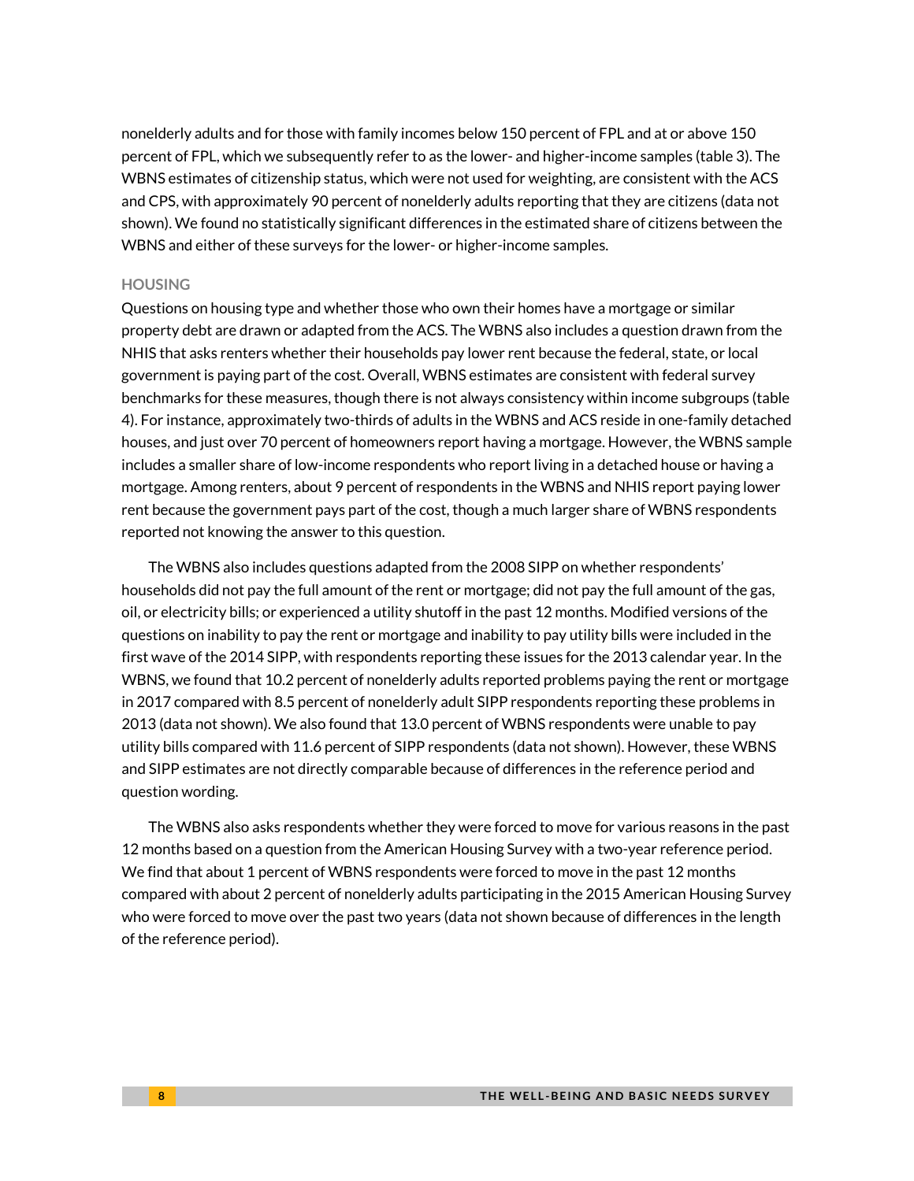nonelderly adults and for those with family incomes below 150 percent of FPL and at or above 150 percent of FPL, which we subsequently refer to as the lower- and higher-income samples (table 3). The WBNS estimates of citizenship status, which were not used for weighting, are consistent with the ACS and CPS, with approximately 90 percent of nonelderly adults reporting that they are citizens (data not shown). We found no statistically significant differences in the estimated share of citizens between the WBNS and either of these surveys for the lower- or higher-income samples.

### HOUSING

Questions on housing type and whether those who own their homes have a mortgage or similar property debt are drawn or adapted from the ACS. The WBNS also includes a question drawn from the NHIS that asks renters whether their households pay lower rent because the federal, state, or local government is paying part of the cost. Overall, WBNS estimates are consistent with federal survey benchmarks for these measures, though there is not always consistency within income subgroups (table 4). For instance, approximately two-thirds of adults in the WBNS and ACS reside in one-family detached houses, and just over 70 percent of homeowners report having a mortgage. However, the WBNS sample includes a smaller share of low-income respondents who report living in a detached house or having a mortgage. Among renters, about 9 percent of respondents in the WBNS and NHIS report paying lower rent because the government pays part of the cost, though a much larger share of WBNS respondents reported not knowing the answer to this question.

The WBNS also includes questions adapted from the 2008 SIPP on whether respondents' households did not pay the full amount of the rent or mortgage; did not pay the full amount of the gas, oil, or electricity bills; or experienced a utility shutoff in the past 12 months. Modified versions of the questions on inability to pay the rent or mortgage and inability to pay utility bills were included in the first wave of the 2014 SIPP, with respondents reporting these issues for the 2013 calendar year. In the WBNS, we found that 10.2 percent of nonelderly adults reported problems paying the rent or mortgage in 2017 compared with 8.5 percent of nonelderly adult SIPP respondents reporting these problems in 2013 (data not shown). We also found that 13.0 percent of WBNS respondents were unable to pay utility bills compared with 11.6 percent of SIPP respondents (data not shown). However, these WBNS and SIPP estimates are not directly comparable because of differences in the reference period and question wording.

The WBNS also asks respondents whether they were forced to move for various reasons in the past 12 months based on a question from the American Housing Survey with a two-year reference period. We find that about 1 percent of WBNS respondents were forced to move in the past 12 months compared with about 2 percent of nonelderly adults participating in the 2015 American Housing Survey who were forced to move over the past two years (data not shown because of differences in the length of the reference period).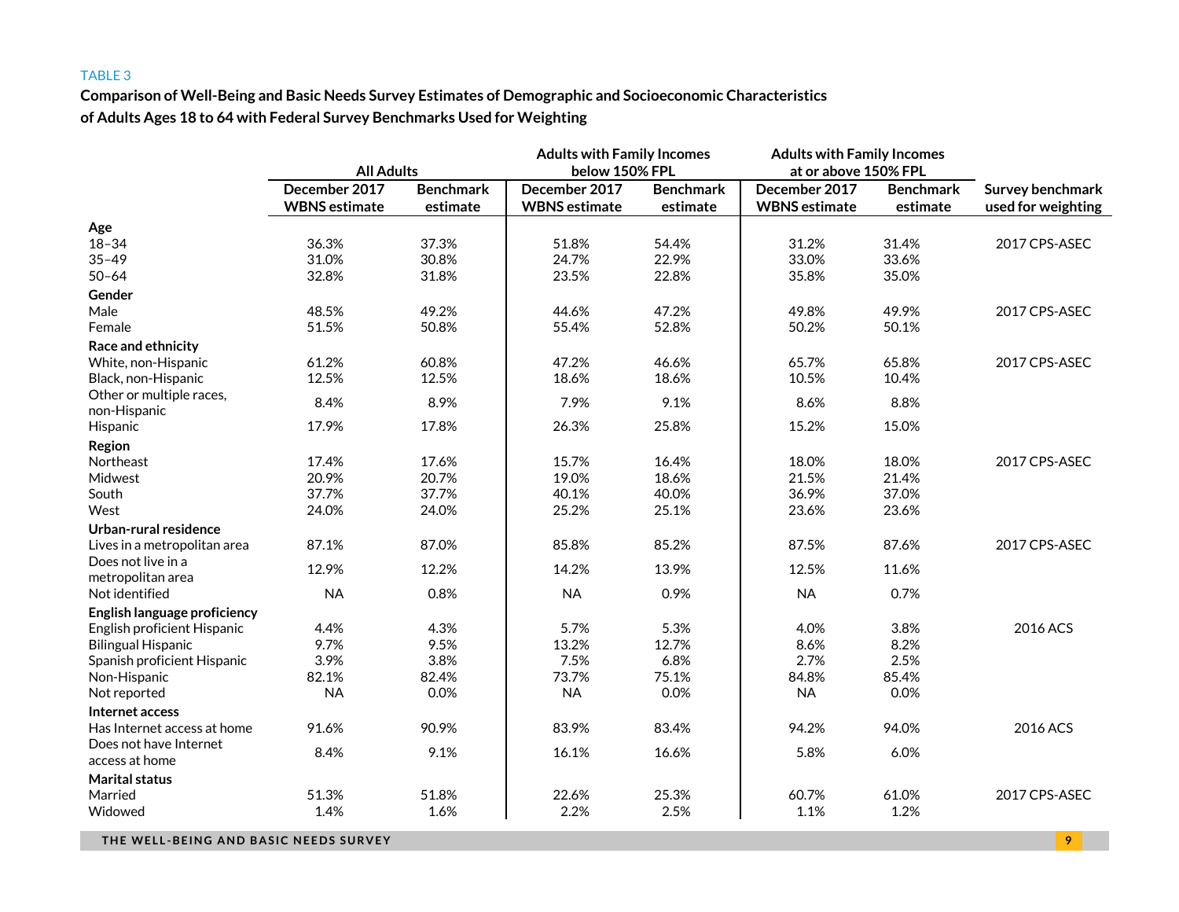TABLE 3

**Comparison of Well-Being and Basic Needs Survey Estimates of Demographic and Socioeconomic Characteristics of Adults Ages 18 to 64 with Federal Survey Benchmarks Used for Weighting**

| | All Adults | | Adults with Family Incomes below 150% FPL | | Adults with Family Incomes at or above 150% FPL | | |
|---|---|---|---|---|---|---|---|
| | December 2017 WBNS estimate | Benchmark estimate | December 2017 WBNS estimate | Benchmark estimate | December 2017 WBNS estimate | Benchmark estimate | Survey benchmark used for weighting |
| **Age** | | | | | | | |
| 18–34 | 36.3% | 37.3% | 51.8% | 54.4% | 31.2% | 31.4% | 2017 CPS-ASEC |
| 35–49 | 31.0% | 30.8% | 24.7% | 22.9% | 33.0% | 33.6% | |
| 50–64 | 32.8% | 31.8% | 23.5% | 22.8% | 35.8% | 35.0% | |
| **Gender** | | | | | | | |
| Male | 48.5% | 49.2% | 44.6% | 47.2% | 49.8% | 49.9% | 2017 CPS-ASEC |
| Female | 51.5% | 50.8% | 55.4% | 52.8% | 50.2% | 50.1% | |
| **Race and ethnicity** | | | | | | | |
| White, non-Hispanic | 61.2% | 60.8% | 47.2% | 46.6% | 65.7% | 65.8% | 2017 CPS-ASEC |
| Black, non-Hispanic | 12.5% | 12.5% | 18.6% | 18.6% | 10.5% | 10.4% | |
| Other or multiple races, non-Hispanic | 8.4% | 8.9% | 7.9% | 9.1% | 8.6% | 8.8% | |
| Hispanic | 17.9% | 17.8% | 26.3% | 25.8% | 15.2% | 15.0% | |
| **Region** | | | | | | | |
| Northeast | 17.4% | 17.6% | 15.7% | 16.4% | 18.0% | 18.0% | 2017 CPS-ASEC |
| Midwest | 20.9% | 20.7% | 19.0% | 18.6% | 21.5% | 21.4% | |
| South | 37.7% | 37.7% | 40.1% | 40.0% | 36.9% | 37.0% | |
| West | 24.0% | 24.0% | 25.2% | 25.1% | 23.6% | 23.6% | |
| **Urban-rural residence** | | | | | | | |
| Lives in a metropolitan area | 87.1% | 87.0% | 85.8% | 85.2% | 87.5% | 87.6% | 2017 CPS-ASEC |
| Does not live in a metropolitan area | 12.9% | 12.2% | 14.2% | 13.9% | 12.5% | 11.6% | |
| Not identified | NA | 0.8% | NA | 0.9% | NA | 0.7% | |
| **English language proficiency** | | | | | | | |
| English proficient Hispanic | 4.4% | 4.3% | 5.7% | 5.3% | 4.0% | 3.8% | 2016 ACS |
| Bilingual Hispanic | 9.7% | 9.5% | 13.2% | 12.7% | 8.6% | 8.2% | |
| Spanish proficient Hispanic | 3.9% | 3.8% | 7.5% | 6.8% | 2.7% | 2.5% | |
| Non-Hispanic | 82.1% | 82.4% | 73.7% | 75.1% | 84.8% | 85.4% | |
| Not reported | NA | 0.0% | NA | 0.0% | NA | 0.0% | |
| **Internet access** | | | | | | | |
| Has Internet access at home | 91.6% | 90.9% | 83.9% | 83.4% | 94.2% | 94.0% | 2016 ACS |
| Does not have Internet access at home | 8.4% | 9.1% | 16.1% | 16.6% | 5.8% | 6.0% | |
| **Marital status** | | | | | | | |
| Married | 51.3% | 51.8% | 22.6% | 25.3% | 60.7% | 61.0% | 2017 CPS-ASEC |
| Widowed | 1.4% | 1.6% | 2.2% | 2.5% | 1.1% | 1.2% | |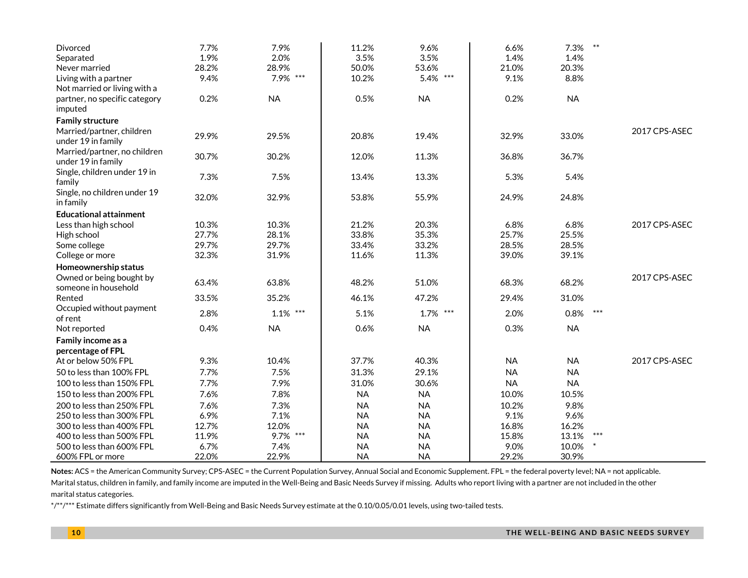| | | | | | | | |
|---|---|---|---|---|---|---|---|
| Divorced | 7.7% | 7.9% | 11.2% | 9.6% | 6.6% | 7.3% ** | |
| Separated | 1.9% | 2.0% | 3.5% | 3.5% | 1.4% | 1.4% | |
| Never married | 28.2% | 28.9% | 50.0% | 53.6% | 21.0% | 20.3% | |
| Living with a partner | 9.4% | 7.9% *** | 10.2% | 5.4% *** | 9.1% | 8.8% | |
| Not married or living with a partner, no specific category imputed | 0.2% | NA | 0.5% | NA | 0.2% | NA | |
| **Family structure** | | | | | | | |
| Married/partner, children under 19 in family | 29.9% | 29.5% | 20.8% | 19.4% | 32.9% | 33.0% | 2017 CPS-ASEC |
| Married/partner, no children under 19 in family | 30.7% | 30.2% | 12.0% | 11.3% | 36.8% | 36.7% | |
| Single, children under 19 in family | 7.3% | 7.5% | 13.4% | 13.3% | 5.3% | 5.4% | |
| Single, no children under 19 in family | 32.0% | 32.9% | 53.8% | 55.9% | 24.9% | 24.8% | |
| **Educational attainment** | | | | | | | |
| Less than high school | 10.3% | 10.3% | 21.2% | 20.3% | 6.8% | 6.8% | 2017 CPS-ASEC |
| High school | 27.7% | 28.1% | 33.8% | 35.3% | 25.7% | 25.5% | |
| Some college | 29.7% | 29.7% | 33.4% | 33.2% | 28.5% | 28.5% | |
| College or more | 32.3% | 31.9% | 11.6% | 11.3% | 39.0% | 39.1% | |
| **Homeownership status** | | | | | | | |
| Owned or being bought by someone in household | 63.4% | 63.8% | 48.2% | 51.0% | 68.3% | 68.2% | 2017 CPS-ASEC |
| Rented | 33.5% | 35.2% | 46.1% | 47.2% | 29.4% | 31.0% | |
| Occupied without payment of rent | 2.8% | 1.1% *** | 5.1% | 1.7% *** | 2.0% | 0.8% *** | |
| Not reported | 0.4% | NA | 0.6% | NA | 0.3% | NA | |
| **Family income as a percentage of FPL** | | | | | | | |
| At or below 50% FPL | 9.3% | 10.4% | 37.7% | 40.3% | NA | NA | 2017 CPS-ASEC |
| 50 to less than 100% FPL | 7.7% | 7.5% | 31.3% | 29.1% | NA | NA | |
| 100 to less than 150% FPL | 7.7% | 7.9% | 31.0% | 30.6% | NA | NA | |
| 150 to less than 200% FPL | 7.6% | 7.8% | NA | NA | 10.0% | 10.5% | |
| 200 to less than 250% FPL | 7.6% | 7.3% | NA | NA | 10.2% | 9.8% | |
| 250 to less than 300% FPL | 6.9% | 7.1% | NA | NA | 9.1% | 9.6% | |
| 300 to less than 400% FPL | 12.7% | 12.0% | NA | NA | 16.8% | 16.2% | |
| 400 to less than 500% FPL | 11.9% | 9.7% *** | NA | NA | 15.8% | 13.1% *** | |
| 500 to less than 600% FPL | 6.7% | 7.4% | NA | NA | 9.0% | 10.0% * | |
| 600% FPL or more | 22.0% | 22.9% | NA | NA | 29.2% | 30.9% | |

**Notes:** ACS = the American Community Survey; CPS-ASEC = the Current Population Survey, Annual Social and Economic Supplement. FPL = the federal poverty level; NA = not applicable. Marital status, children in family, and family income are imputed in the Well-Being and Basic Needs Survey if missing. Adults who report living with a partner are not included in the other marital status categories.

*/**/*** Estimate differs significantly from Well-Being and Basic Needs Survey estimate at the 0.10/0.05/0.01 levels, using two-tailed tests.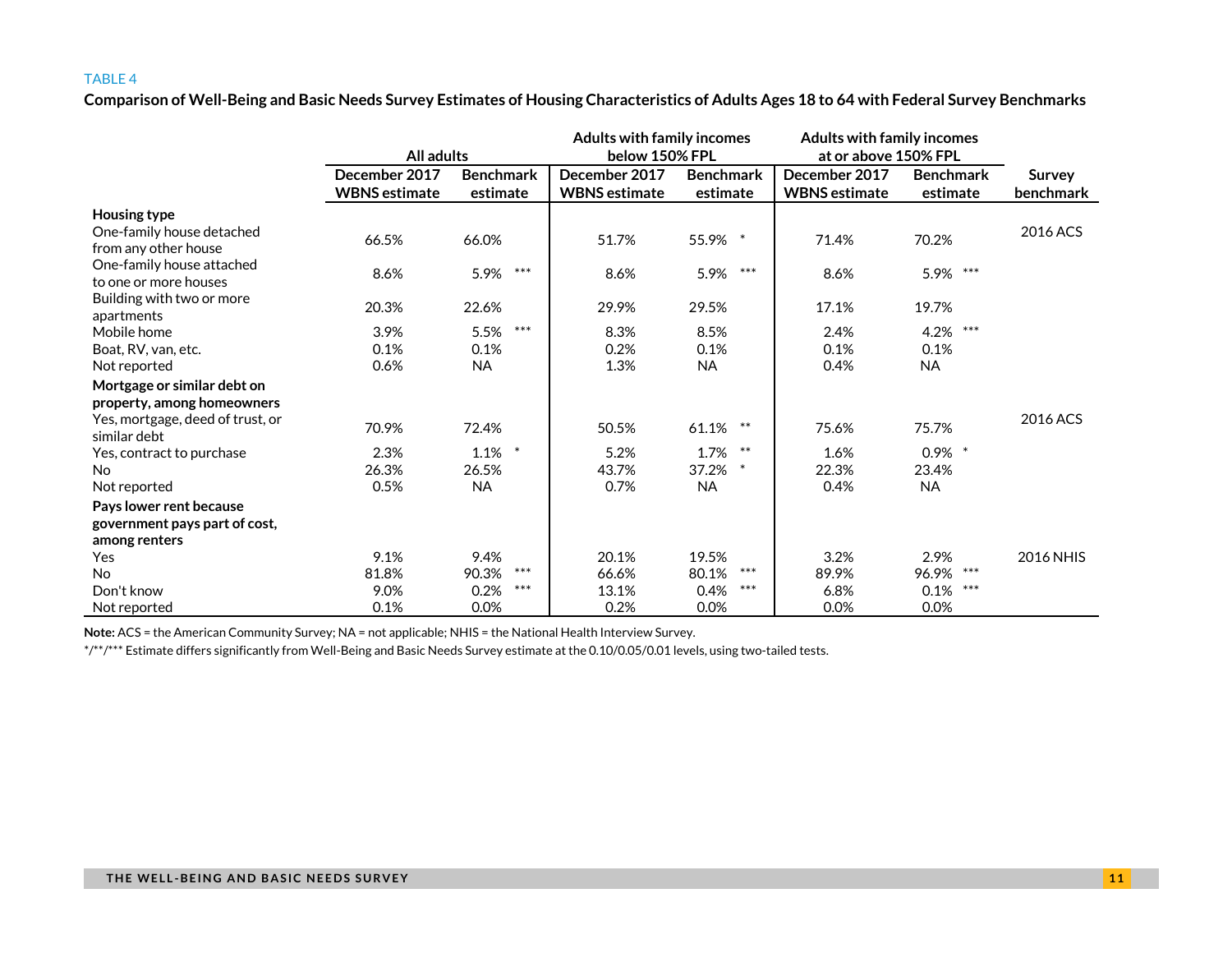TABLE 4

**Comparison of Well-Being and Basic Needs Survey Estimates of Housing Characteristics of Adults Ages 18 to 64 with Federal Survey Benchmarks**

| | All adults | | Adults with family incomes below 150% FPL | | Adults with family incomes at or above 150% FPL | | |
|---|---|---|---|---|---|---|---|
| | December 2017 WBNS estimate | Benchmark estimate | December 2017 WBNS estimate | Benchmark estimate | December 2017 WBNS estimate | Benchmark estimate | Survey benchmark |
| **Housing type** | | | | | | | |
| One-family house detached from any other house | 66.5% | 66.0% | 51.7% | 55.9% * | 71.4% | 70.2% | 2016 ACS |
| One-family house attached to one or more houses | 8.6% | 5.9% *** | 8.6% | 5.9% *** | 8.6% | 5.9% *** | |
| Building with two or more apartments | 20.3% | 22.6% | 29.9% | 29.5% | 17.1% | 19.7% | |
| Mobile home | 3.9% | 5.5% *** | 8.3% | 8.5% | 2.4% | 4.2% *** | |
| Boat, RV, van, etc. | 0.1% | 0.1% | 0.2% | 0.1% | 0.1% | 0.1% | |
| Not reported | 0.6% | NA | 1.3% | NA | 0.4% | NA | |
| **Mortgage or similar debt on property, among homeowners** | | | | | | | |
| Yes, mortgage, deed of trust, or similar debt | 70.9% | 72.4% | 50.5% | 61.1% ** | 75.6% | 75.7% | 2016 ACS |
| Yes, contract to purchase | 2.3% | 1.1% * | 5.2% | 1.7% ** | 1.6% | 0.9% * | |
| No | 26.3% | 26.5% | 43.7% | 37.2% * | 22.3% | 23.4% | |
| Not reported | 0.5% | NA | 0.7% | NA | 0.4% | NA | |
| **Pays lower rent because government pays part of cost, among renters** | | | | | | | |
| Yes | 9.1% | 9.4% | 20.1% | 19.5% | 3.2% | 2.9% | 2016 NHIS |
| No | 81.8% | 90.3% *** | 66.6% | 80.1% *** | 89.9% | 96.9% *** | |
| Don't know | 9.0% | 0.2% *** | 13.1% | 0.4% *** | 6.8% | 0.1% *** | |
| Not reported | 0.1% | 0.0% | 0.2% | 0.0% | 0.0% | 0.0% | |

**Note:** ACS = the American Community Survey; NA = not applicable; NHIS = the National Health Interview Survey.

*/**/*** Estimate differs significantly from Well-Being and Basic Needs Survey estimate at the 0.10/0.05/0.01 levels, using two-tailed tests.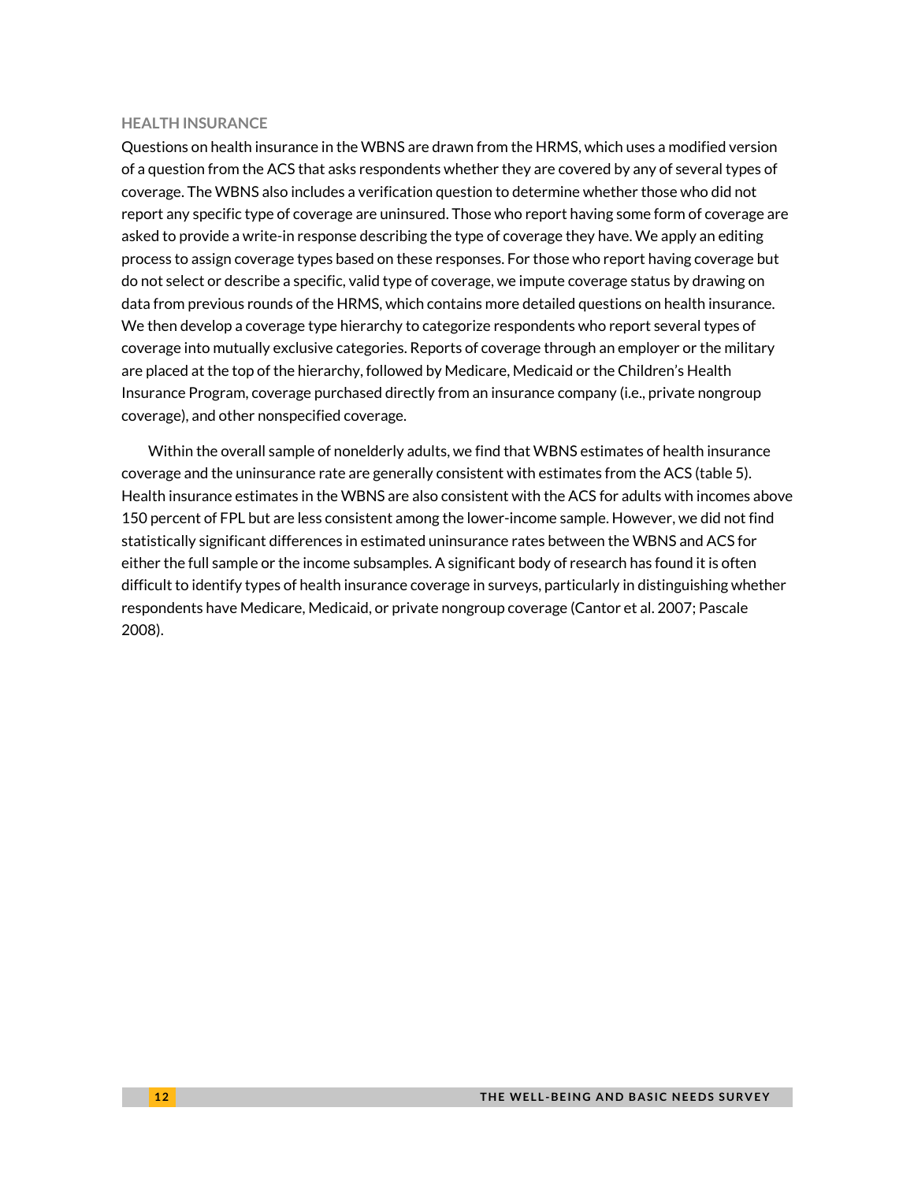### HEALTH INSURANCE

Questions on health insurance in the WBNS are drawn from the HRMS, which uses a modified version of a question from the ACS that asks respondents whether they are covered by any of several types of coverage. The WBNS also includes a verification question to determine whether those who did not report any specific type of coverage are uninsured. Those who report having some form of coverage are asked to provide a write-in response describing the type of coverage they have. We apply an editing process to assign coverage types based on these responses. For those who report having coverage but do not select or describe a specific, valid type of coverage, we impute coverage status by drawing on data from previous rounds of the HRMS, which contains more detailed questions on health insurance. We then develop a coverage type hierarchy to categorize respondents who report several types of coverage into mutually exclusive categories. Reports of coverage through an employer or the military are placed at the top of the hierarchy, followed by Medicare, Medicaid or the Children's Health Insurance Program, coverage purchased directly from an insurance company (i.e., private nongroup coverage), and other nonspecified coverage.

Within the overall sample of nonelderly adults, we find that WBNS estimates of health insurance coverage and the uninsurance rate are generally consistent with estimates from the ACS (table 5). Health insurance estimates in the WBNS are also consistent with the ACS for adults with incomes above 150 percent of FPL but are less consistent among the lower-income sample. However, we did not find statistically significant differences in estimated uninsurance rates between the WBNS and ACS for either the full sample or the income subsamples. A significant body of research has found it is often difficult to identify types of health insurance coverage in surveys, particularly in distinguishing whether respondents have Medicare, Medicaid, or private nongroup coverage (Cantor et al. 2007; Pascale 2008).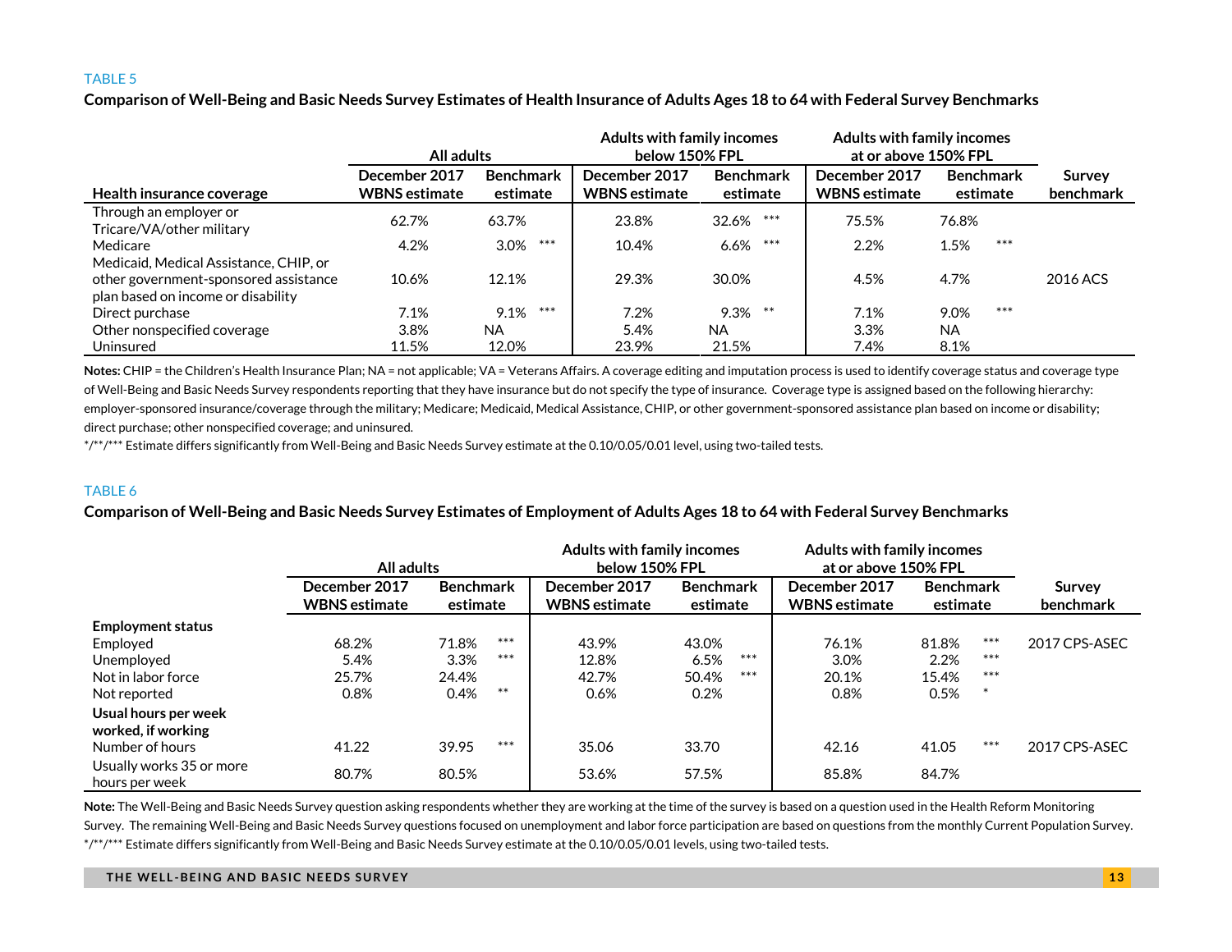TABLE 5

**Comparison of Well-Being and Basic Needs Survey Estimates of Health Insurance of Adults Ages 18 to 64 with Federal Survey Benchmarks**

| | All adults | | Adults with family incomes below 150% FPL | | Adults with family incomes at or above 150% FPL | | |
|---|---|---|---|---|---|---|---|
| **Health insurance coverage** | **December 2017 WBNS estimate** | **Benchmark estimate** | **December 2017 WBNS estimate** | **Benchmark estimate** | **December 2017 WBNS estimate** | **Benchmark estimate** | **Survey benchmark** |
| Through an employer or Tricare/VA/other military | 62.7% | 63.7% | 23.8% | 32.6% *** | 75.5% | 76.8% | |
| Medicare | 4.2% | 3.0% *** | 10.4% | 6.6% *** | 2.2% | 1.5% *** | |
| Medicaid, Medical Assistance, CHIP, or other government-sponsored assistance plan based on income or disability | 10.6% | 12.1% | 29.3% | 30.0% | 4.5% | 4.7% | 2016 ACS |
| Direct purchase | 7.1% | 9.1% *** | 7.2% | 9.3% ** | 7.1% | 9.0% *** | |
| Other nonspecified coverage | 3.8% | NA | 5.4% | NA | 3.3% | NA | |
| Uninsured | 11.5% | 12.0% | 23.9% | 21.5% | 7.4% | 8.1% | |

**Notes:** CHIP = the Children's Health Insurance Plan; NA = not applicable; VA = Veterans Affairs. A coverage editing and imputation process is used to identify coverage status and coverage type of Well-Being and Basic Needs Survey respondents reporting that they have insurance but do not specify the type of insurance. Coverage type is assigned based on the following hierarchy: employer-sponsored insurance/coverage through the military; Medicare; Medicaid, Medical Assistance, CHIP, or other government-sponsored assistance plan based on income or disability; direct purchase; other nonspecified coverage; and uninsured.

*/**/*** Estimate differs significantly from Well-Being and Basic Needs Survey estimate at the 0.10/0.05/0.01 level, using two-tailed tests.

TABLE 6

**Comparison of Well-Being and Basic Needs Survey Estimates of Employment of Adults Ages 18 to 64 with Federal Survey Benchmarks**

| | All adults | | Adults with family incomes below 150% FPL | | Adults with family incomes at or above 150% FPL | | |
|---|---|---|---|---|---|---|---|
| | **December 2017 WBNS estimate** | **Benchmark estimate** | **December 2017 WBNS estimate** | **Benchmark estimate** | **December 2017 WBNS estimate** | **Benchmark estimate** | **Survey benchmark** |
| **Employment status** | | | | | | | |
| Employed | 68.2% | 71.8% *** | 43.9% | 43.0% | 76.1% | 81.8% *** | 2017 CPS-ASEC |
| Unemployed | 5.4% | 3.3% *** | 12.8% | 6.5% *** | 3.0% | 2.2% *** | |
| Not in labor force | 25.7% | 24.4% | 42.7% | 50.4% *** | 20.1% | 15.4% *** | |
| Not reported | 0.8% | 0.4% ** | 0.6% | 0.2% | 0.8% | 0.5% * | |
| **Usual hours per week worked, if working** | | | | | | | |
| Number of hours | 41.22 | 39.95 *** | 35.06 | 33.70 | 42.16 | 41.05 *** | 2017 CPS-ASEC |
| Usually works 35 or more hours per week | 80.7% | 80.5% | 53.6% | 57.5% | 85.8% | 84.7% | |

**Note:** The Well-Being and Basic Needs Survey question asking respondents whether they are working at the time of the survey is based on a question used in the Health Reform Monitoring Survey. The remaining Well-Being and Basic Needs Survey questions focused on unemployment and labor force participation are based on questions from the monthly Current Population Survey.

*/**/*** Estimate differs significantly from Well-Being and Basic Needs Survey estimate at the 0.10/0.05/0.01 levels, using two-tailed tests.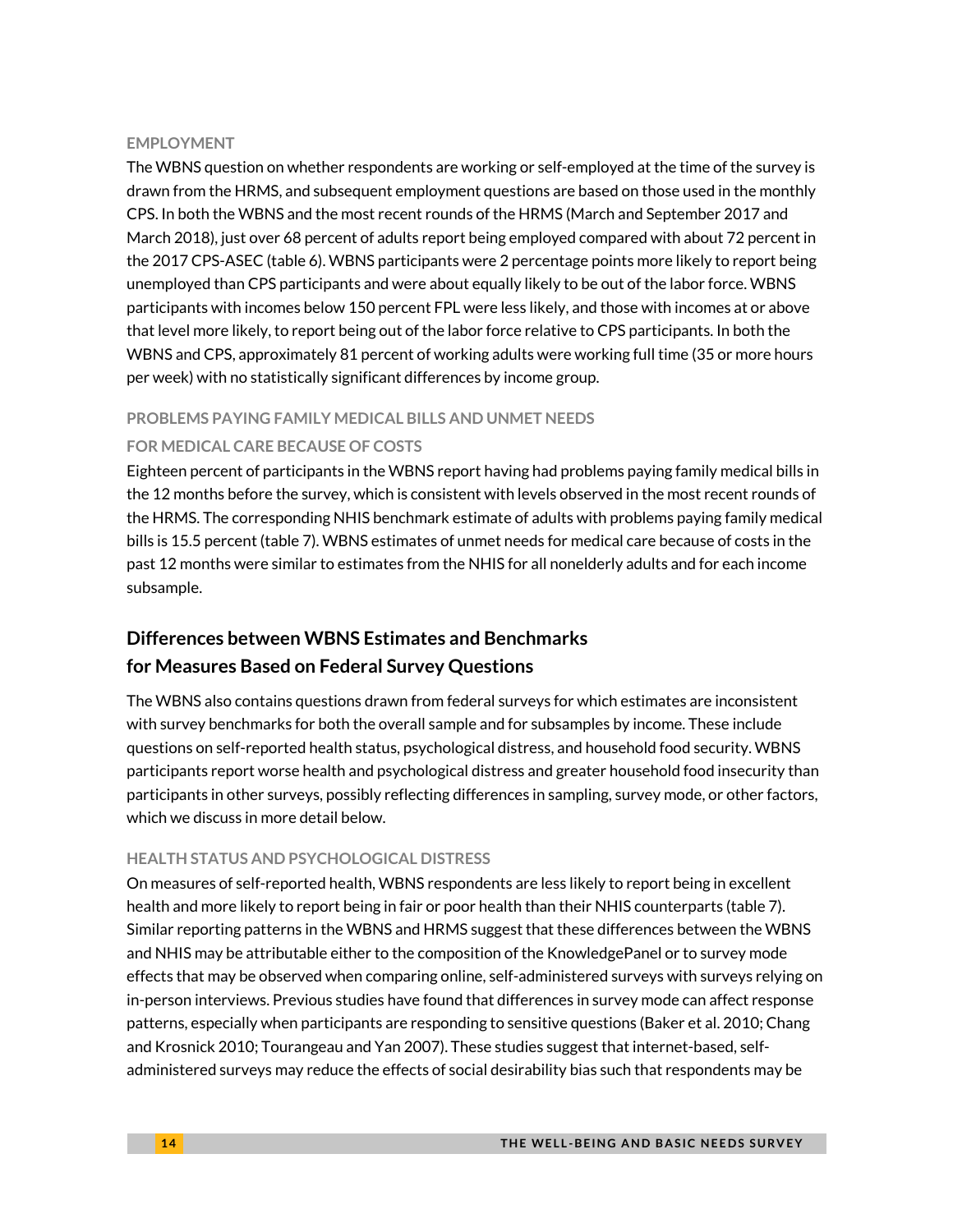#### EMPLOYMENT

The WBNS question on whether respondents are working or self-employed at the time of the survey is drawn from the HRMS, and subsequent employment questions are based on those used in the monthly CPS. In both the WBNS and the most recent rounds of the HRMS (March and September 2017 and March 2018), just over 68 percent of adults report being employed compared with about 72 percent in the 2017 CPS-ASEC (table 6). WBNS participants were 2 percentage points more likely to report being unemployed than CPS participants and were about equally likely to be out of the labor force. WBNS participants with incomes below 150 percent FPL were less likely, and those with incomes at or above that level more likely, to report being out of the labor force relative to CPS participants. In both the WBNS and CPS, approximately 81 percent of working adults were working full time (35 or more hours per week) with no statistically significant differences by income group.

#### PROBLEMS PAYING FAMILY MEDICAL BILLS AND UNMET NEEDS FOR MEDICAL CARE BECAUSE OF COSTS

Eighteen percent of participants in the WBNS report having had problems paying family medical bills in the 12 months before the survey, which is consistent with levels observed in the most recent rounds of the HRMS. The corresponding NHIS benchmark estimate of adults with problems paying family medical bills is 15.5 percent (table 7). WBNS estimates of unmet needs for medical care because of costs in the past 12 months were similar to estimates from the NHIS for all nonelderly adults and for each income subsample.

## Differences between WBNS Estimates and Benchmarks for Measures Based on Federal Survey Questions

The WBNS also contains questions drawn from federal surveys for which estimates are inconsistent with survey benchmarks for both the overall sample and for subsamples by income. These include questions on self-reported health status, psychological distress, and household food security. WBNS participants report worse health and psychological distress and greater household food insecurity than participants in other surveys, possibly reflecting differences in sampling, survey mode, or other factors, which we discuss in more detail below.

#### HEALTH STATUS AND PSYCHOLOGICAL DISTRESS

On measures of self-reported health, WBNS respondents are less likely to report being in excellent health and more likely to report being in fair or poor health than their NHIS counterparts (table 7). Similar reporting patterns in the WBNS and HRMS suggest that these differences between the WBNS and NHIS may be attributable either to the composition of the KnowledgePanel or to survey mode effects that may be observed when comparing online, self-administered surveys with surveys relying on in-person interviews. Previous studies have found that differences in survey mode can affect response patterns, especially when participants are responding to sensitive questions (Baker et al. 2010; Chang and Krosnick 2010; Tourangeau and Yan 2007). These studies suggest that internet-based, self-administered surveys may reduce the effects of social desirability bias such that respondents may be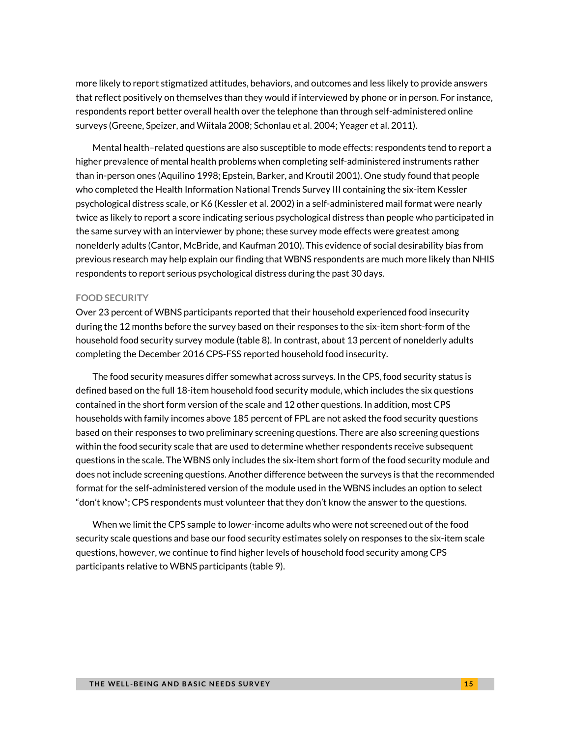more likely to report stigmatized attitudes, behaviors, and outcomes and less likely to provide answers that reflect positively on themselves than they would if interviewed by phone or in person. For instance, respondents report better overall health over the telephone than through self-administered online surveys (Greene, Speizer, and Wiitala 2008; Schonlau et al. 2004; Yeager et al. 2011).

Mental health–related questions are also susceptible to mode effects: respondents tend to report a higher prevalence of mental health problems when completing self-administered instruments rather than in-person ones (Aquilino 1998; Epstein, Barker, and Kroutil 2001). One study found that people who completed the Health Information National Trends Survey III containing the six-item Kessler psychological distress scale, or K6 (Kessler et al. 2002) in a self-administered mail format were nearly twice as likely to report a score indicating serious psychological distress than people who participated in the same survey with an interviewer by phone; these survey mode effects were greatest among nonelderly adults (Cantor, McBride, and Kaufman 2010). This evidence of social desirability bias from previous research may help explain our finding that WBNS respondents are much more likely than NHIS respondents to report serious psychological distress during the past 30 days.

### FOOD SECURITY

Over 23 percent of WBNS participants reported that their household experienced food insecurity during the 12 months before the survey based on their responses to the six-item short-form of the household food security survey module (table 8). In contrast, about 13 percent of nonelderly adults completing the December 2016 CPS-FSS reported household food insecurity.

The food security measures differ somewhat across surveys. In the CPS, food security status is defined based on the full 18-item household food security module, which includes the six questions contained in the short form version of the scale and 12 other questions. In addition, most CPS households with family incomes above 185 percent of FPL are not asked the food security questions based on their responses to two preliminary screening questions. There are also screening questions within the food security scale that are used to determine whether respondents receive subsequent questions in the scale. The WBNS only includes the six-item short form of the food security module and does not include screening questions. Another difference between the surveys is that the recommended format for the self-administered version of the module used in the WBNS includes an option to select "don't know"; CPS respondents must volunteer that they don't know the answer to the questions.

When we limit the CPS sample to lower-income adults who were not screened out of the food security scale questions and base our food security estimates solely on responses to the six-item scale questions, however, we continue to find higher levels of household food security among CPS participants relative to WBNS participants (table 9).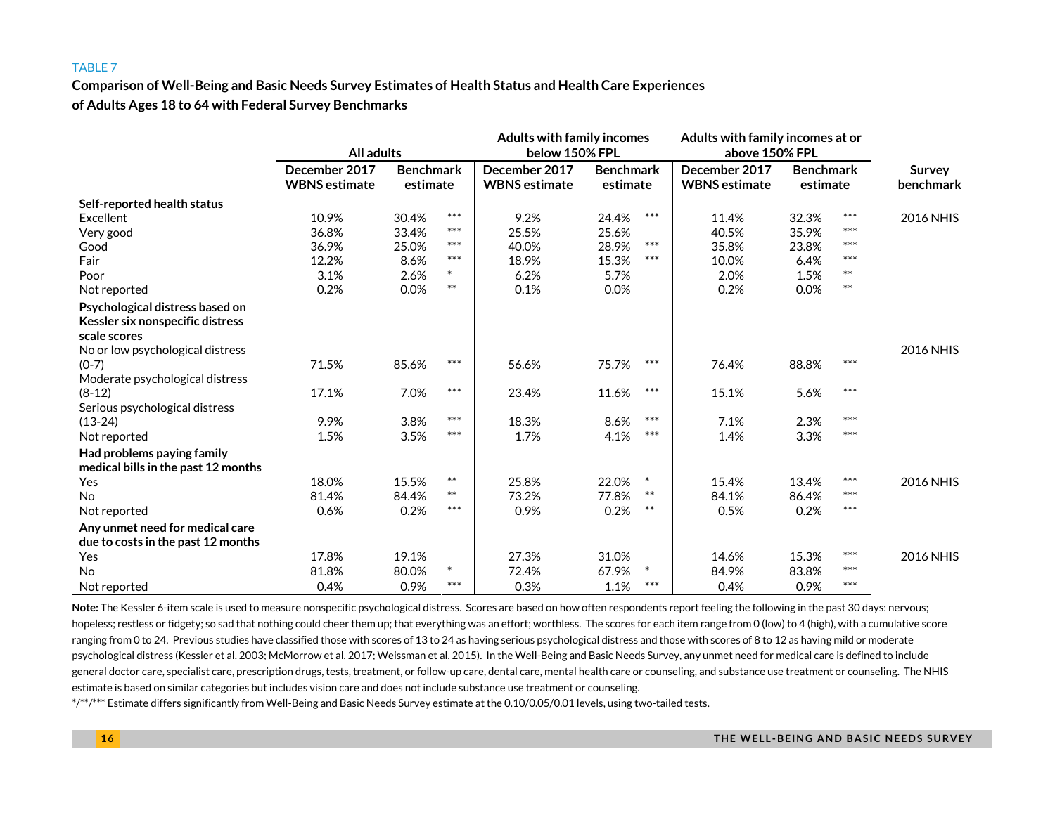TABLE 7

**Comparison of Well-Being and Basic Needs Survey Estimates of Health Status and Health Care Experiences of Adults Ages 18 to 64 with Federal Survey Benchmarks**

| | All adults | | Adults with family incomes below 150% FPL | | Adults with family incomes at or above 150% FPL | | |
|---|---|---|---|---|---|---|---|
| | December 2017 WBNS estimate | Benchmark estimate | December 2017 WBNS estimate | Benchmark estimate | December 2017 WBNS estimate | Benchmark estimate | Survey benchmark |
| **Self-reported health status** | | | | | | | |
| Excellent | 10.9% | 30.4% *** | 9.2% | 24.4% *** | 11.4% | 32.3% *** | 2016 NHIS |
| Very good | 36.8% | 33.4% *** | 25.5% | 25.6% | 40.5% | 35.9% *** | |
| Good | 36.9% | 25.0% *** | 40.0% | 28.9% *** | 35.8% | 23.8% *** | |
| Fair | 12.2% | 8.6% *** | 18.9% | 15.3% *** | 10.0% | 6.4% *** | |
| Poor | 3.1% | 2.6% * | 6.2% | 5.7% | 2.0% | 1.5% ** | |
| Not reported | 0.2% | 0.0% ** | 0.1% | 0.0% | 0.2% | 0.0% ** | |
| **Psychological distress based on Kessler six nonspecific distress scale scores** | | | | | | | |
| No or low psychological distress (0-7) | 71.5% | 85.6% *** | 56.6% | 75.7% *** | 76.4% | 88.8% *** | 2016 NHIS |
| Moderate psychological distress (8-12) | 17.1% | 7.0% *** | 23.4% | 11.6% *** | 15.1% | 5.6% *** | |
| Serious psychological distress (13-24) | 9.9% | 3.8% *** | 18.3% | 8.6% *** | 7.1% | 2.3% *** | |
| Not reported | 1.5% | 3.5% *** | 1.7% | 4.1% *** | 1.4% | 3.3% *** | |
| **Had problems paying family medical bills in the past 12 months** | | | | | | | |
| Yes | 18.0% | 15.5% ** | 25.8% | 22.0% * | 15.4% | 13.4% *** | 2016 NHIS |
| No | 81.4% | 84.4% ** | 73.2% | 77.8% ** | 84.1% | 86.4% *** | |
| Not reported | 0.6% | 0.2% *** | 0.9% | 0.2% ** | 0.5% | 0.2% *** | |
| **Any unmet need for medical care due to costs in the past 12 months** | | | | | | | |
| Yes | 17.8% | 19.1% | 27.3% | 31.0% | 14.6% | 15.3% *** | 2016 NHIS |
| No | 81.8% | 80.0% * | 72.4% | 67.9% * | 84.9% | 83.8% *** | |
| Not reported | 0.4% | 0.9% *** | 0.3% | 1.1% *** | 0.4% | 0.9% *** | |

**Note:** The Kessler 6-item scale is used to measure nonspecific psychological distress. Scores are based on how often respondents report feeling the following in the past 30 days: nervous; hopeless; restless or fidgety; so sad that nothing could cheer them up; that everything was an effort; worthless. The scores for each item range from 0 (low) to 4 (high), with a cumulative score ranging from 0 to 24. Previous studies have classified those with scores of 13 to 24 as having serious psychological distress and those with scores of 8 to 12 as having mild or moderate psychological distress (Kessler et al. 2003; McMorrow et al. 2017; Weissman et al. 2015). In the Well-Being and Basic Needs Survey, any unmet need for medical care is defined to include general doctor care, specialist care, prescription drugs, tests, treatment, or follow-up care, dental care, mental health care or counseling, and substance use treatment or counseling. The NHIS estimate is based on similar categories but includes vision care and does not include substance use treatment or counseling.

*/**/*** Estimate differs significantly from Well-Being and Basic Needs Survey estimate at the 0.10/0.05/0.01 levels, using two-tailed tests.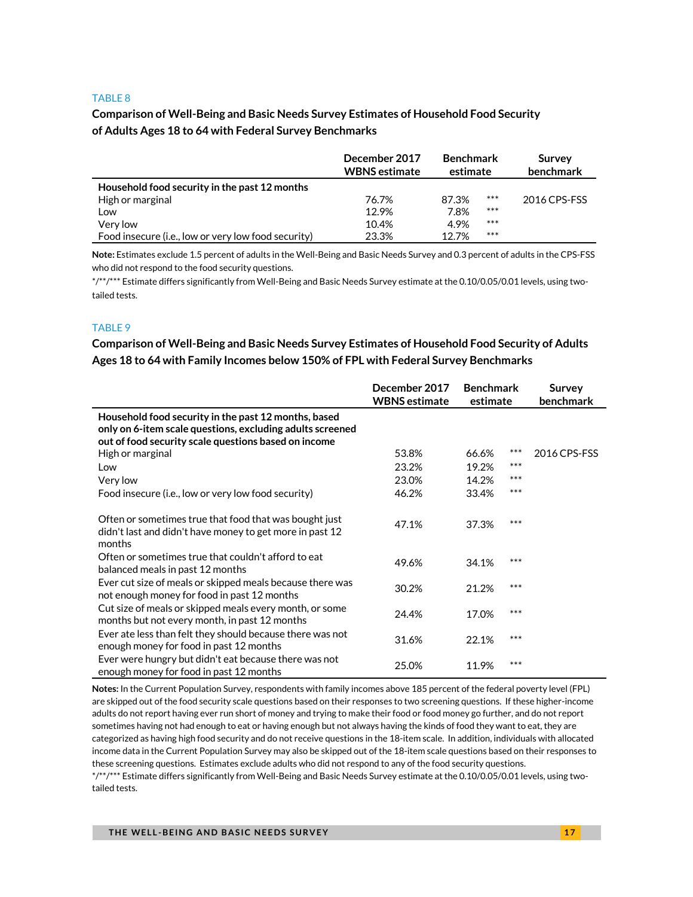TABLE 8

**Comparison of Well-Being and Basic Needs Survey Estimates of Household Food Security of Adults Ages 18 to 64 with Federal Survey Benchmarks**

| | December 2017 WBNS estimate | Benchmark estimate | | Survey benchmark |
|---|---|---|---|---|
| **Household food security in the past 12 months** | | | | |
| High or marginal | 76.7% | 87.3% | *** | 2016 CPS-FSS |
| Low | 12.9% | 7.8% | *** | |
| Very low | 10.4% | 4.9% | *** | |
| Food insecure (i.e., low or very low food security) | 23.3% | 12.7% | *** | |

**Note:** Estimates exclude 1.5 percent of adults in the Well-Being and Basic Needs Survey and 0.3 percent of adults in the CPS-FSS who did not respond to the food security questions.

*/**/*** Estimate differs significantly from Well-Being and Basic Needs Survey estimate at the 0.10/0.05/0.01 levels, using two-tailed tests.

TABLE 9

**Comparison of Well-Being and Basic Needs Survey Estimates of Household Food Security of Adults Ages 18 to 64 with Family Incomes below 150% of FPL with Federal Survey Benchmarks**

| | December 2017 WBNS estimate | Benchmark estimate | | Survey benchmark |
|---|---|---|---|---|
| **Household food security in the past 12 months, based only on 6-item scale questions, excluding adults screened out of food security scale questions based on income** | | | | |
| High or marginal | 53.8% | 66.6% | *** | 2016 CPS-FSS |
| Low | 23.2% | 19.2% | *** | |
| Very low | 23.0% | 14.2% | *** | |
| Food insecure (i.e., low or very low food security) | 46.2% | 33.4% | *** | |
| Often or sometimes true that food that was bought just didn't last and didn't have money to get more in past 12 months | 47.1% | 37.3% | *** | |
| Often or sometimes true that couldn't afford to eat balanced meals in past 12 months | 49.6% | 34.1% | *** | |
| Ever cut size of meals or skipped meals because there was not enough money for food in past 12 months | 30.2% | 21.2% | *** | |
| Cut size of meals or skipped meals every month, or some months but not every month, in past 12 months | 24.4% | 17.0% | *** | |
| Ever ate less than felt they should because there was not enough money for food in past 12 months | 31.6% | 22.1% | *** | |
| Ever were hungry but didn't eat because there was not enough money for food in past 12 months | 25.0% | 11.9% | *** | |

**Notes:** In the Current Population Survey, respondents with family incomes above 185 percent of the federal poverty level (FPL) are skipped out of the food security scale questions based on their responses to two screening questions. If these higher-income adults do not report having ever run short of money and trying to make their food or food money go further, and do not report sometimes having not had enough to eat or having enough but not always having the kinds of food they want to eat, they are categorized as having high food security and do not receive questions in the 18-item scale. In addition, individuals with allocated income data in the Current Population Survey may also be skipped out of the 18-item scale questions based on their responses to these screening questions. Estimates exclude adults who did not respond to any of the food security questions.

*/**/*** Estimate differs significantly from Well-Being and Basic Needs Survey estimate at the 0.10/0.05/0.01 levels, using two-tailed tests.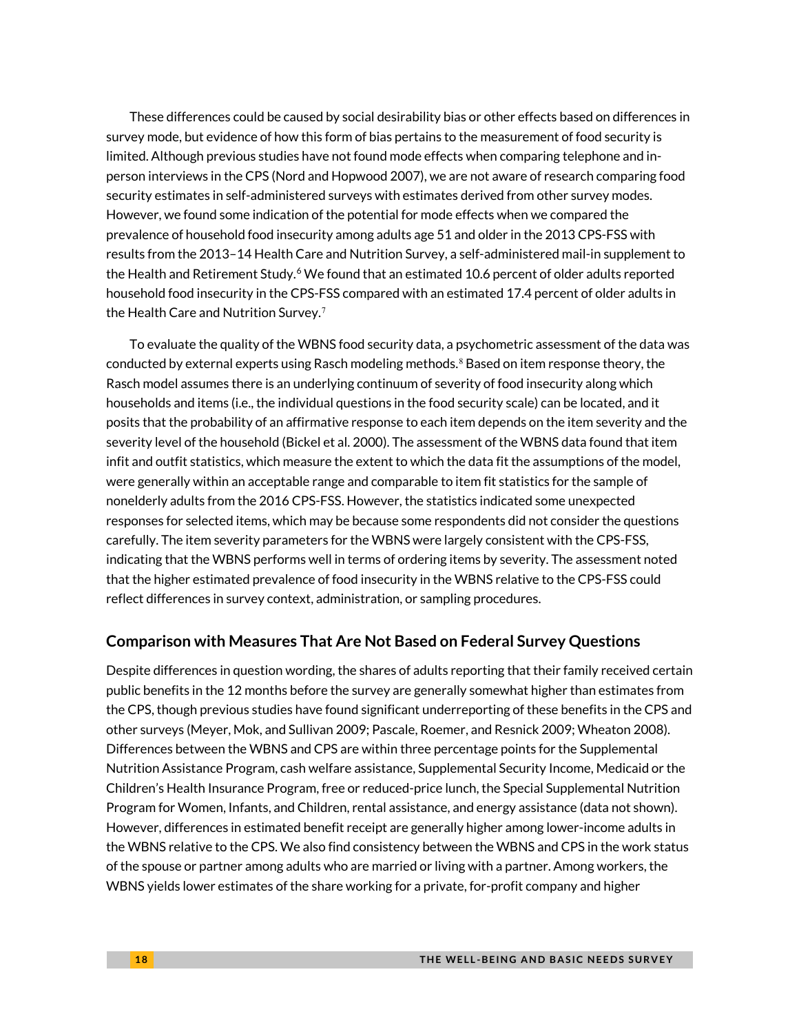These differences could be caused by social desirability bias or other effects based on differences in survey mode, but evidence of how this form of bias pertains to the measurement of food security is limited. Although previous studies have not found mode effects when comparing telephone and in-person interviews in the CPS (Nord and Hopwood 2007), we are not aware of research comparing food security estimates in self-administered surveys with estimates derived from other survey modes. However, we found some indication of the potential for mode effects when we compared the prevalence of household food insecurity among adults age 51 and older in the 2013 CPS-FSS with results from the 2013–14 Health Care and Nutrition Survey, a self-administered mail-in supplement to the Health and Retirement Study.[6] We found that an estimated 10.6 percent of older adults reported household food insecurity in the CPS-FSS compared with an estimated 17.4 percent of older adults in the Health Care and Nutrition Survey.[7]

To evaluate the quality of the WBNS food security data, a psychometric assessment of the data was conducted by external experts using Rasch modeling methods.[8] Based on item response theory, the Rasch model assumes there is an underlying continuum of severity of food insecurity along which households and items (i.e., the individual questions in the food security scale) can be located, and it posits that the probability of an affirmative response to each item depends on the item severity and the severity level of the household (Bickel et al. 2000). The assessment of the WBNS data found that item infit and outfit statistics, which measure the extent to which the data fit the assumptions of the model, were generally within an acceptable range and comparable to item fit statistics for the sample of nonelderly adults from the 2016 CPS-FSS. However, the statistics indicated some unexpected responses for selected items, which may be because some respondents did not consider the questions carefully. The item severity parameters for the WBNS were largely consistent with the CPS-FSS, indicating that the WBNS performs well in terms of ordering items by severity. The assessment noted that the higher estimated prevalence of food insecurity in the WBNS relative to the CPS-FSS could reflect differences in survey context, administration, or sampling procedures.

## Comparison with Measures That Are Not Based on Federal Survey Questions

Despite differences in question wording, the shares of adults reporting that their family received certain public benefits in the 12 months before the survey are generally somewhat higher than estimates from the CPS, though previous studies have found significant underreporting of these benefits in the CPS and other surveys (Meyer, Mok, and Sullivan 2009; Pascale, Roemer, and Resnick 2009; Wheaton 2008). Differences between the WBNS and CPS are within three percentage points for the Supplemental Nutrition Assistance Program, cash welfare assistance, Supplemental Security Income, Medicaid or the Children's Health Insurance Program, free or reduced-price lunch, the Special Supplemental Nutrition Program for Women, Infants, and Children, rental assistance, and energy assistance (data not shown). However, differences in estimated benefit receipt are generally higher among lower-income adults in the WBNS relative to the CPS. We also find consistency between the WBNS and CPS in the work status of the spouse or partner among adults who are married or living with a partner. Among workers, the WBNS yields lower estimates of the share working for a private, for-profit company and higher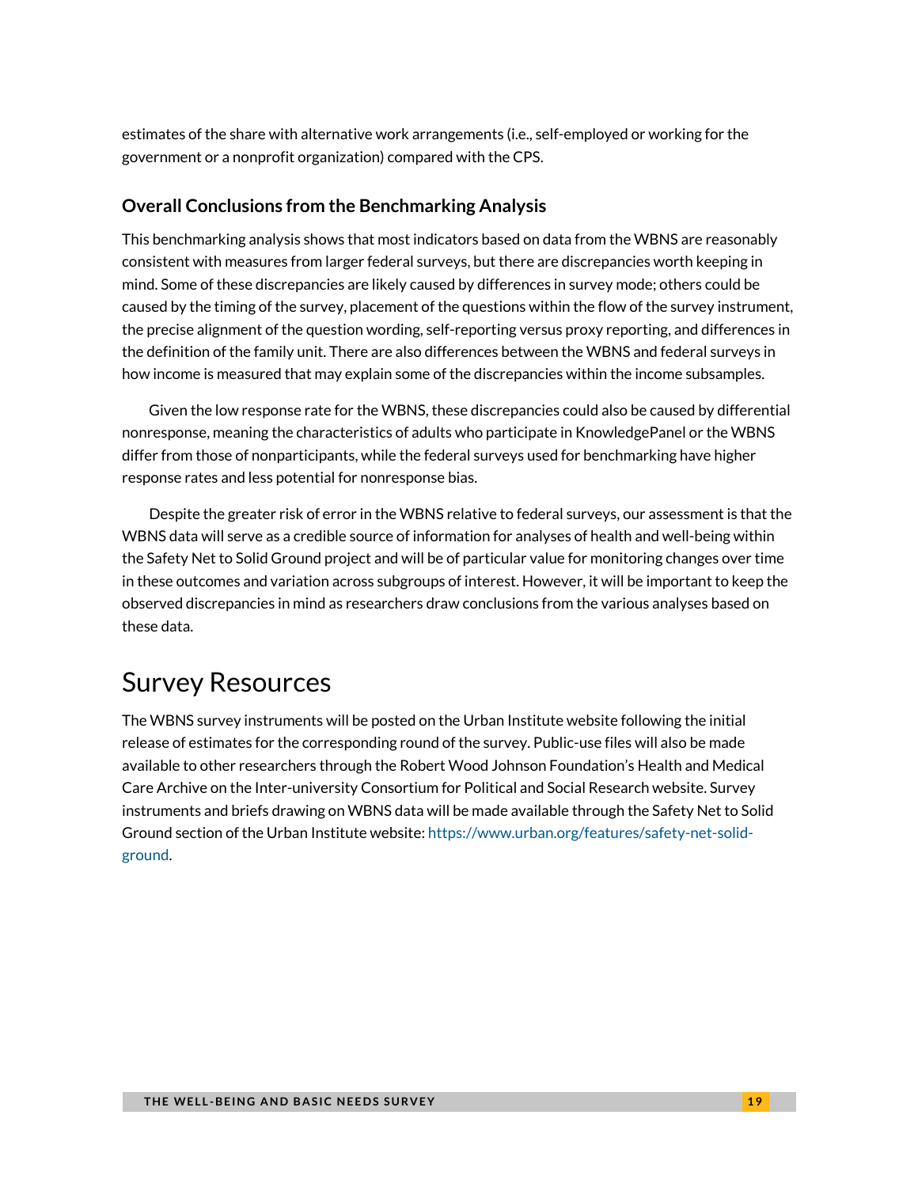estimates of the share with alternative work arrangements (i.e., self-employed or working for the government or a nonprofit organization) compared with the CPS.

### Overall Conclusions from the Benchmarking Analysis

This benchmarking analysis shows that most indicators based on data from the WBNS are reasonably consistent with measures from larger federal surveys, but there are discrepancies worth keeping in mind. Some of these discrepancies are likely caused by differences in survey mode; others could be caused by the timing of the survey, placement of the questions within the flow of the survey instrument, the precise alignment of the question wording, self-reporting versus proxy reporting, and differences in the definition of the family unit. There are also differences between the WBNS and federal surveys in how income is measured that may explain some of the discrepancies within the income subsamples.

Given the low response rate for the WBNS, these discrepancies could also be caused by differential nonresponse, meaning the characteristics of adults who participate in KnowledgePanel or the WBNS differ from those of nonparticipants, while the federal surveys used for benchmarking have higher response rates and less potential for nonresponse bias.

Despite the greater risk of error in the WBNS relative to federal surveys, our assessment is that the WBNS data will serve as a credible source of information for analyses of health and well-being within the Safety Net to Solid Ground project and will be of particular value for monitoring changes over time in these outcomes and variation across subgroups of interest. However, it will be important to keep the observed discrepancies in mind as researchers draw conclusions from the various analyses based on these data.

## Survey Resources

The WBNS survey instruments will be posted on the Urban Institute website following the initial release of estimates for the corresponding round of the survey. Public-use files will also be made available to other researchers through the Robert Wood Johnson Foundation's Health and Medical Care Archive on the Inter-university Consortium for Political and Social Research website. Survey instruments and briefs drawing on WBNS data will be made available through the Safety Net to Solid Ground section of the Urban Institute website: https://www.urban.org/features/safety-net-solid-ground.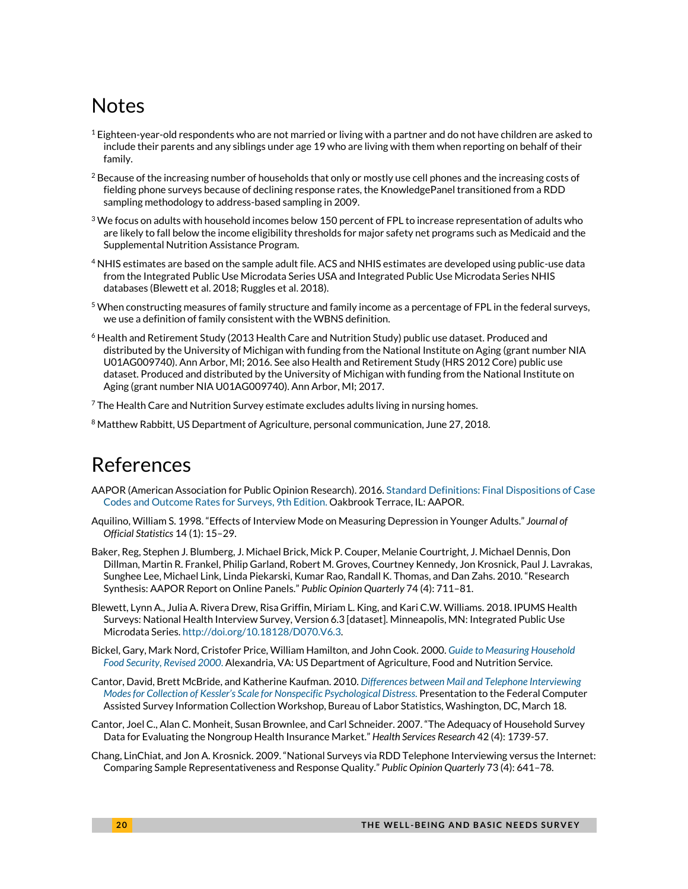# Notes

[1] Eighteen-year-old respondents who are not married or living with a partner and do not have children are asked to include their parents and any siblings under age 19 who are living with them when reporting on behalf of their family.

[2] Because of the increasing number of households that only or mostly use cell phones and the increasing costs of fielding phone surveys because of declining response rates, the KnowledgePanel transitioned from a RDD sampling methodology to address-based sampling in 2009.

[3] We focus on adults with household incomes below 150 percent of FPL to increase representation of adults who are likely to fall below the income eligibility thresholds for major safety net programs such as Medicaid and the Supplemental Nutrition Assistance Program.

[4] NHIS estimates are based on the sample adult file. ACS and NHIS estimates are developed using public-use data from the Integrated Public Use Microdata Series USA and Integrated Public Use Microdata Series NHIS databases (Blewett et al. 2018; Ruggles et al. 2018).

[5] When constructing measures of family structure and family income as a percentage of FPL in the federal surveys, we use a definition of family consistent with the WBNS definition.

[6] Health and Retirement Study (2013 Health Care and Nutrition Study) public use dataset. Produced and distributed by the University of Michigan with funding from the National Institute on Aging (grant number NIA U01AG009740). Ann Arbor, MI; 2016. See also Health and Retirement Study (HRS 2012 Core) public use dataset. Produced and distributed by the University of Michigan with funding from the National Institute on Aging (grant number NIA U01AG009740). Ann Arbor, MI; 2017.

[7] The Health Care and Nutrition Survey estimate excludes adults living in nursing homes.

[8] Matthew Rabbitt, US Department of Agriculture, personal communication, June 27, 2018.

# References

AAPOR (American Association for Public Opinion Research). 2016. Standard Definitions: Final Dispositions of Case Codes and Outcome Rates for Surveys, 9th Edition. Oakbrook Terrace, IL: AAPOR.

Aquilino, William S. 1998. "Effects of Interview Mode on Measuring Depression in Younger Adults." *Journal of Official Statistics* 14 (1): 15–29.

Baker, Reg, Stephen J. Blumberg, J. Michael Brick, Mick P. Couper, Melanie Courtright, J. Michael Dennis, Don Dillman, Martin R. Frankel, Philip Garland, Robert M. Groves, Courtney Kennedy, Jon Krosnick, Paul J. Lavrakas, Sunghee Lee, Michael Link, Linda Piekarski, Kumar Rao, Randall K. Thomas, and Dan Zahs. 2010. "Research Synthesis: AAPOR Report on Online Panels." *Public Opinion Quarterly* 74 (4): 711–81.

Blewett, Lynn A., Julia A. Rivera Drew, Risa Griffin, Miriam L. King, and Kari C.W. Williams. 2018. IPUMS Health Surveys: National Health Interview Survey, Version 6.3 [dataset]. Minneapolis, MN: Integrated Public Use Microdata Series. http://doi.org/10.18128/D070.V6.3.

Bickel, Gary, Mark Nord, Cristofer Price, William Hamilton, and John Cook. 2000. *Guide to Measuring Household Food Security, Revised 2000*. Alexandria, VA: US Department of Agriculture, Food and Nutrition Service.

Cantor, David, Brett McBride, and Katherine Kaufman. 2010. *Differences between Mail and Telephone Interviewing Modes for Collection of Kessler's Scale for Nonspecific Psychological Distress.* Presentation to the Federal Computer Assisted Survey Information Collection Workshop, Bureau of Labor Statistics, Washington, DC, March 18.

Cantor, Joel C., Alan C. Monheit, Susan Brownlee, and Carl Schneider. 2007. "The Adequacy of Household Survey Data for Evaluating the Nongroup Health Insurance Market." *Health Services Research* 42 (4): 1739-57.

Chang, LinChiat, and Jon A. Krosnick. 2009. "National Surveys via RDD Telephone Interviewing versus the Internet: Comparing Sample Representativeness and Response Quality." *Public Opinion Quarterly* 73 (4): 641–78.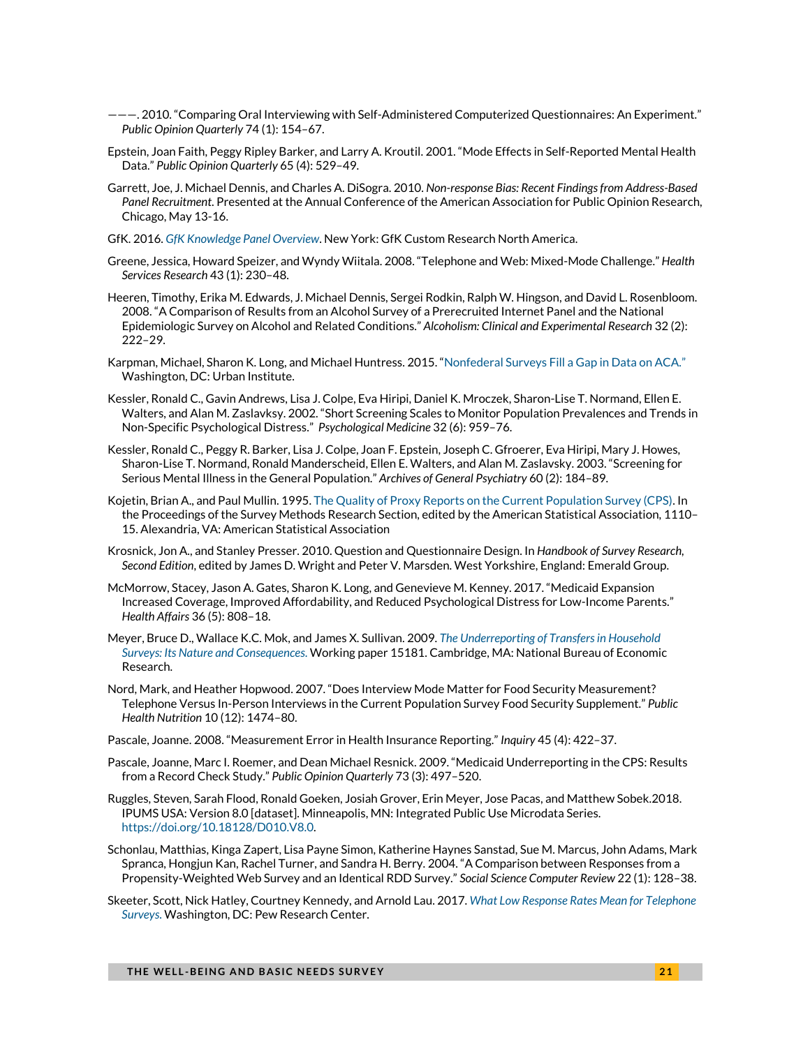———. 2010. "Comparing Oral Interviewing with Self-Administered Computerized Questionnaires: An Experiment." *Public Opinion Quarterly* 74 (1): 154–67.

Epstein, Joan Faith, Peggy Ripley Barker, and Larry A. Kroutil. 2001. "Mode Effects in Self-Reported Mental Health Data." *Public Opinion Quarterly* 65 (4): 529–49.

Garrett, Joe, J. Michael Dennis, and Charles A. DiSogra. 2010. *Non-response Bias: Recent Findings from Address-Based Panel Recruitment*. Presented at the Annual Conference of the American Association for Public Opinion Research, Chicago, May 13-16.

GfK. 2016. *GfK Knowledge Panel Overview*. New York: GfK Custom Research North America.

Greene, Jessica, Howard Speizer, and Wyndy Wiitala. 2008. "Telephone and Web: Mixed-Mode Challenge." *Health Services Research* 43 (1): 230–48.

Heeren, Timothy, Erika M. Edwards, J. Michael Dennis, Sergei Rodkin, Ralph W. Hingson, and David L. Rosenbloom. 2008. "A Comparison of Results from an Alcohol Survey of a Prerecruited Internet Panel and the National Epidemiologic Survey on Alcohol and Related Conditions." *Alcoholism: Clinical and Experimental Research* 32 (2): 222–29.

Karpman, Michael, Sharon K. Long, and Michael Huntress. 2015. "Nonfederal Surveys Fill a Gap in Data on ACA." Washington, DC: Urban Institute.

Kessler, Ronald C., Gavin Andrews, Lisa J. Colpe, Eva Hiripi, Daniel K. Mroczek, Sharon-Lise T. Normand, Ellen E. Walters, and Alan M. Zaslavksy. 2002. "Short Screening Scales to Monitor Population Prevalences and Trends in Non-Specific Psychological Distress." *Psychological Medicine* 32 (6): 959–76.

Kessler, Ronald C., Peggy R. Barker, Lisa J. Colpe, Joan F. Epstein, Joseph C. Gfroerer, Eva Hiripi, Mary J. Howes, Sharon-Lise T. Normand, Ronald Manderscheid, Ellen E. Walters, and Alan M. Zaslavsky. 2003. "Screening for Serious Mental Illness in the General Population." *Archives of General Psychiatry* 60 (2): 184–89.

Kojetin, Brian A., and Paul Mullin. 1995. The Quality of Proxy Reports on the Current Population Survey (CPS). In the Proceedings of the Survey Methods Research Section, edited by the American Statistical Association, 1110–15. Alexandria, VA: American Statistical Association

Krosnick, Jon A., and Stanley Presser. 2010. Question and Questionnaire Design. In *Handbook of Survey Research, Second Edition*, edited by James D. Wright and Peter V. Marsden. West Yorkshire, England: Emerald Group.

McMorrow, Stacey, Jason A. Gates, Sharon K. Long, and Genevieve M. Kenney. 2017. "Medicaid Expansion Increased Coverage, Improved Affordability, and Reduced Psychological Distress for Low-Income Parents." *Health Affairs* 36 (5): 808–18.

Meyer, Bruce D., Wallace K.C. Mok, and James X. Sullivan. 2009. *The Underreporting of Transfers in Household Surveys: Its Nature and Consequences.* Working paper 15181. Cambridge, MA: National Bureau of Economic Research.

Nord, Mark, and Heather Hopwood. 2007. "Does Interview Mode Matter for Food Security Measurement? Telephone Versus In-Person Interviews in the Current Population Survey Food Security Supplement." *Public Health Nutrition* 10 (12): 1474–80.

Pascale, Joanne. 2008. "Measurement Error in Health Insurance Reporting." *Inquiry* 45 (4): 422–37.

Pascale, Joanne, Marc I. Roemer, and Dean Michael Resnick. 2009. "Medicaid Underreporting in the CPS: Results from a Record Check Study." *Public Opinion Quarterly* 73 (3): 497–520.

Ruggles, Steven, Sarah Flood, Ronald Goeken, Josiah Grover, Erin Meyer, Jose Pacas, and Matthew Sobek.2018. IPUMS USA: Version 8.0 [dataset]. Minneapolis, MN: Integrated Public Use Microdata Series. https://doi.org/10.18128/D010.V8.0.

Schonlau, Matthias, Kinga Zapert, Lisa Payne Simon, Katherine Haynes Sanstad, Sue M. Marcus, John Adams, Mark Spranca, Hongjun Kan, Rachel Turner, and Sandra H. Berry. 2004. "A Comparison between Responses from a Propensity-Weighted Web Survey and an Identical RDD Survey." *Social Science Computer Review* 22 (1): 128–38.

Skeeter, Scott, Nick Hatley, Courtney Kennedy, and Arnold Lau. 2017. *What Low Response Rates Mean for Telephone Surveys.* Washington, DC: Pew Research Center.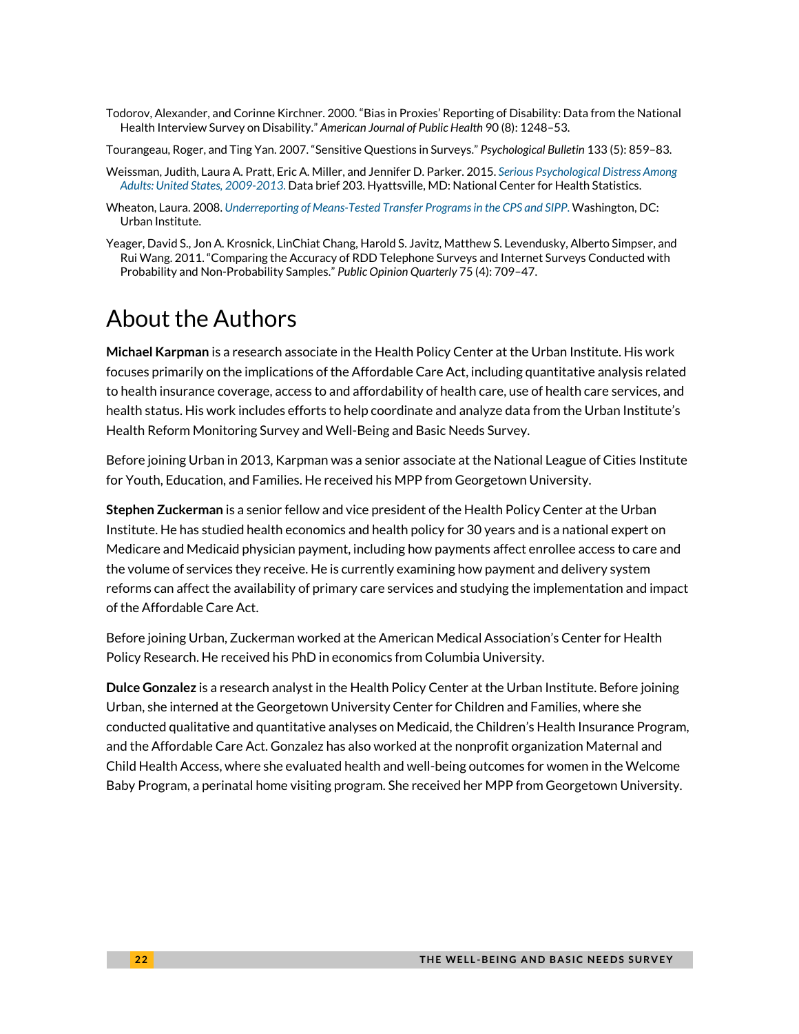Todorov, Alexander, and Corinne Kirchner. 2000. "Bias in Proxies' Reporting of Disability: Data from the National Health Interview Survey on Disability." *American Journal of Public Health* 90 (8): 1248–53.

Tourangeau, Roger, and Ting Yan. 2007. "Sensitive Questions in Surveys." *Psychological Bulletin* 133 (5): 859–83.

Weissman, Judith, Laura A. Pratt, Eric A. Miller, and Jennifer D. Parker. 2015. *Serious Psychological Distress Among Adults: United States, 2009-2013.* Data brief 203. Hyattsville, MD: National Center for Health Statistics.

Wheaton, Laura. 2008. *Underreporting of Means-Tested Transfer Programs in the CPS and SIPP.* Washington, DC: Urban Institute.

Yeager, David S., Jon A. Krosnick, LinChiat Chang, Harold S. Javitz, Matthew S. Levendusky, Alberto Simpser, and Rui Wang. 2011. "Comparing the Accuracy of RDD Telephone Surveys and Internet Surveys Conducted with Probability and Non-Probability Samples." *Public Opinion Quarterly* 75 (4): 709–47.

# About the Authors

**Michael Karpman** is a research associate in the Health Policy Center at the Urban Institute. His work focuses primarily on the implications of the Affordable Care Act, including quantitative analysis related to health insurance coverage, access to and affordability of health care, use of health care services, and health status. His work includes efforts to help coordinate and analyze data from the Urban Institute's Health Reform Monitoring Survey and Well-Being and Basic Needs Survey.

Before joining Urban in 2013, Karpman was a senior associate at the National League of Cities Institute for Youth, Education, and Families. He received his MPP from Georgetown University.

**Stephen Zuckerman** is a senior fellow and vice president of the Health Policy Center at the Urban Institute. He has studied health economics and health policy for 30 years and is a national expert on Medicare and Medicaid physician payment, including how payments affect enrollee access to care and the volume of services they receive. He is currently examining how payment and delivery system reforms can affect the availability of primary care services and studying the implementation and impact of the Affordable Care Act.

Before joining Urban, Zuckerman worked at the American Medical Association's Center for Health Policy Research. He received his PhD in economics from Columbia University.

**Dulce Gonzalez** is a research analyst in the Health Policy Center at the Urban Institute. Before joining Urban, she interned at the Georgetown University Center for Children and Families, where she conducted qualitative and quantitative analyses on Medicaid, the Children's Health Insurance Program, and the Affordable Care Act. Gonzalez has also worked at the nonprofit organization Maternal and Child Health Access, where she evaluated health and well-being outcomes for women in the Welcome Baby Program, a perinatal home visiting program. She received her MPP from Georgetown University.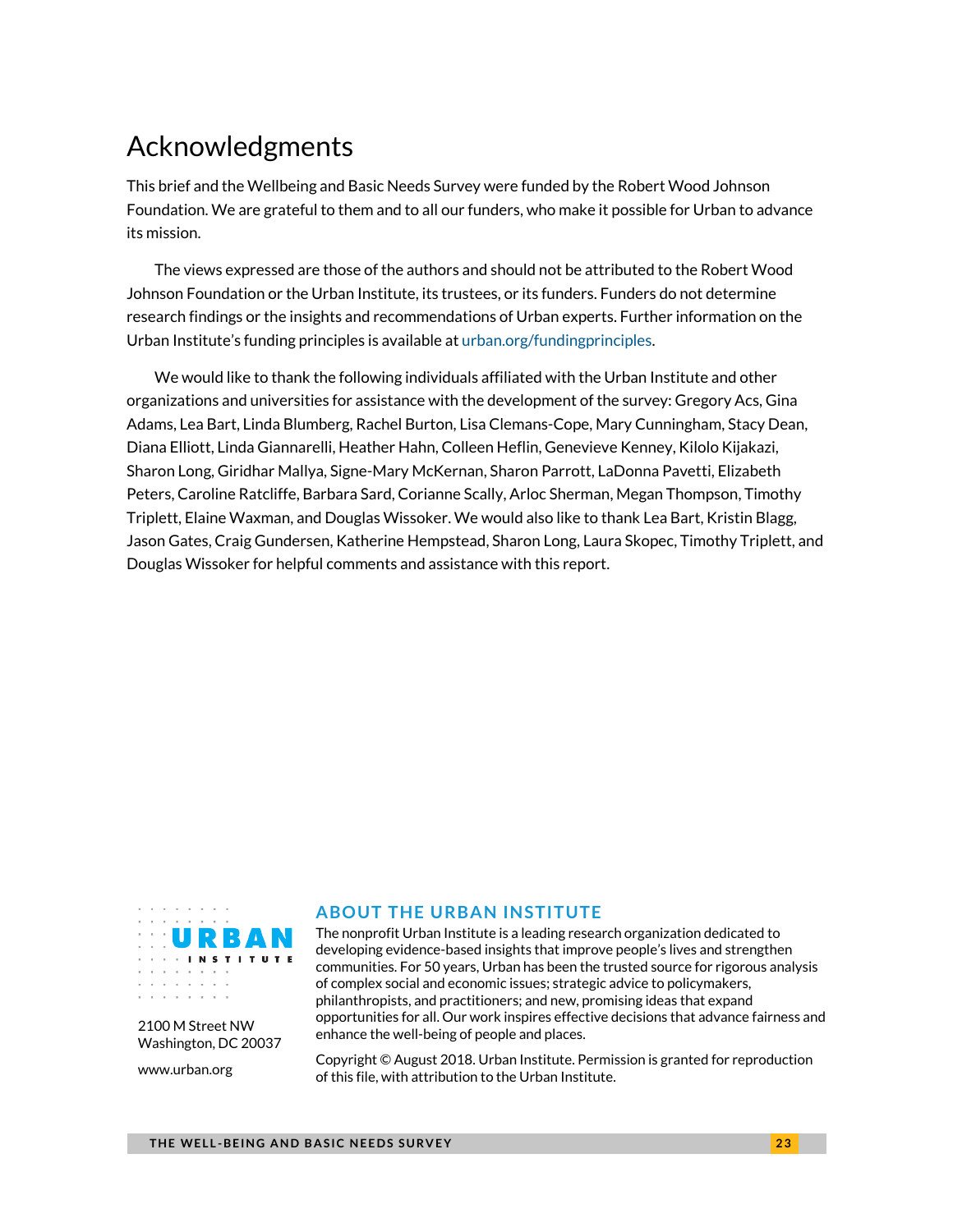# Acknowledgments

This brief and the Wellbeing and Basic Needs Survey were funded by the Robert Wood Johnson Foundation. We are grateful to them and to all our funders, who make it possible for Urban to advance its mission.

The views expressed are those of the authors and should not be attributed to the Robert Wood Johnson Foundation or the Urban Institute, its trustees, or its funders. Funders do not determine research findings or the insights and recommendations of Urban experts. Further information on the Urban Institute's funding principles is available at urban.org/fundingprinciples.

We would like to thank the following individuals affiliated with the Urban Institute and other organizations and universities for assistance with the development of the survey: Gregory Acs, Gina Adams, Lea Bart, Linda Blumberg, Rachel Burton, Lisa Clemans-Cope, Mary Cunningham, Stacy Dean, Diana Elliott, Linda Giannarelli, Heather Hahn, Colleen Heflin, Genevieve Kenney, Kilolo Kijakazi, Sharon Long, Giridhar Mallya, Signe-Mary McKernan, Sharon Parrott, LaDonna Pavetti, Elizabeth Peters, Caroline Ratcliffe, Barbara Sard, Corianne Scally, Arloc Sherman, Megan Thompson, Timothy Triplett, Elaine Waxman, and Douglas Wissoker. We would also like to thank Lea Bart, Kristin Blagg, Jason Gates, Craig Gundersen, Katherine Hempstead, Sharon Long, Laura Skopec, Timothy Triplett, and Douglas Wissoker for helpful comments and assistance with this report.

URBAN INSTITUTE

2100 M Street NW
Washington, DC 20037

www.urban.org

## ABOUT THE URBAN INSTITUTE

The nonprofit Urban Institute is a leading research organization dedicated to developing evidence-based insights that improve people's lives and strengthen communities. For 50 years, Urban has been the trusted source for rigorous analysis of complex social and economic issues; strategic advice to policymakers, philanthropists, and practitioners; and new, promising ideas that expand opportunities for all. Our work inspires effective decisions that advance fairness and enhance the well-being of people and places.

Copyright © August 2018. Urban Institute. Permission is granted for reproduction of this file, with attribution to the Urban Institute.